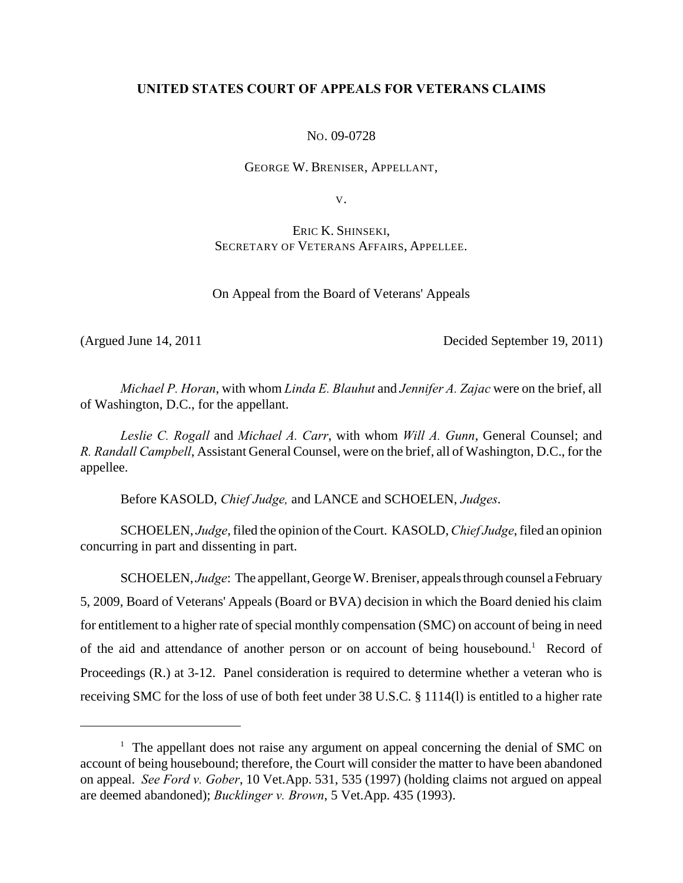**UNITED STATES COURT OF APPEALS FOR VETERANS CLAIMS**

NO. 09-0728

GEORGE W. BRENISER, APPELLANT,

V.

ERIC K. SHINSEKI,
SECRETARY OF VETERANS AFFAIRS, APPELLEE.

On Appeal from the Board of Veterans' Appeals

(Argued June 14, 2011 Decided September 19, 2011)

*Michael P. Horan*, with whom *Linda E. Blauhut* and *Jennifer A. Zajac* were on the brief, all of Washington, D.C., for the appellant.

*Leslie C. Rogall* and *Michael A. Carr*, with whom *Will A. Gunn*, General Counsel; and *R. Randall Campbell*, Assistant General Counsel, were on the brief, all of Washington, D.C., for the appellee.

Before KASOLD, *Chief Judge,* and LANCE and SCHOELEN, *Judges*.

SCHOELEN, *Judge*, filed the opinion of the Court. KASOLD, *Chief Judge*, filed an opinion concurring in part and dissenting in part.

SCHOELEN, *Judge*: The appellant, George W. Breniser, appeals through counsel a February 5, 2009, Board of Veterans' Appeals (Board or BVA) decision in which the Board denied his claim for entitlement to a higher rate of special monthly compensation (SMC) on account of being in need of the aid and attendance of another person or on account of being housebound.[1] Record of Proceedings (R.) at 3-12. Panel consideration is required to determine whether a veteran who is receiving SMC for the loss of use of both feet under 38 U.S.C. § 1114(l) is entitled to a higher rate

[1] The appellant does not raise any argument on appeal concerning the denial of SMC on account of being housebound; therefore, the Court will consider the matter to have been abandoned on appeal. *See Ford v. Gober*, 10 Vet.App. 531, 535 (1997) (holding claims not argued on appeal are deemed abandoned); *Bucklinger v. Brown*, 5 Vet.App. 435 (1993).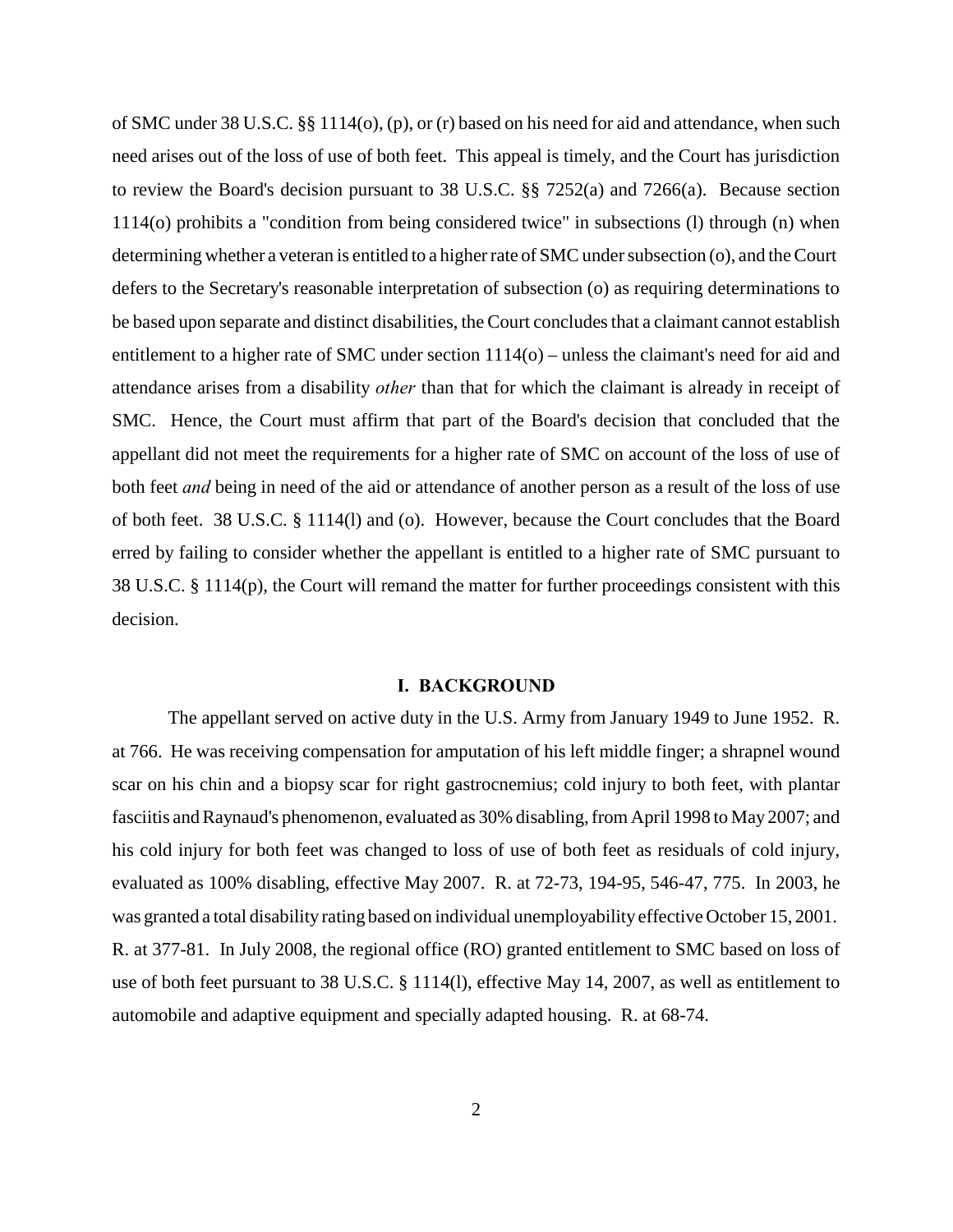of SMC under 38 U.S.C. §§ 1114(o), (p), or (r) based on his need for aid and attendance, when such need arises out of the loss of use of both feet. This appeal is timely, and the Court has jurisdiction to review the Board's decision pursuant to 38 U.S.C. §§ 7252(a) and 7266(a). Because section 1114(o) prohibits a "condition from being considered twice" in subsections (l) through (n) when determining whether a veteran is entitled to a higher rate of SMC under subsection (o), and the Court defers to the Secretary's reasonable interpretation of subsection (o) as requiring determinations to be based upon separate and distinct disabilities, the Court concludes that a claimant cannot establish entitlement to a higher rate of SMC under section 1114(o) – unless the claimant's need for aid and attendance arises from a disability *other* than that for which the claimant is already in receipt of SMC. Hence, the Court must affirm that part of the Board's decision that concluded that the appellant did not meet the requirements for a higher rate of SMC on account of the loss of use of both feet *and* being in need of the aid or attendance of another person as a result of the loss of use of both feet. 38 U.S.C. § 1114(l) and (o). However, because the Court concludes that the Board erred by failing to consider whether the appellant is entitled to a higher rate of SMC pursuant to 38 U.S.C. § 1114(p), the Court will remand the matter for further proceedings consistent with this decision.

## I. BACKGROUND

The appellant served on active duty in the U.S. Army from January 1949 to June 1952. R. at 766. He was receiving compensation for amputation of his left middle finger; a shrapnel wound scar on his chin and a biopsy scar for right gastrocnemius; cold injury to both feet, with plantar fasciitis and Raynaud's phenomenon, evaluated as 30% disabling, from April 1998 to May 2007; and his cold injury for both feet was changed to loss of use of both feet as residuals of cold injury, evaluated as 100% disabling, effective May 2007. R. at 72-73, 194-95, 546-47, 775. In 2003, he was granted a total disability rating based on individual unemployability effective October 15, 2001. R. at 377-81. In July 2008, the regional office (RO) granted entitlement to SMC based on loss of use of both feet pursuant to 38 U.S.C. § 1114(l), effective May 14, 2007, as well as entitlement to automobile and adaptive equipment and specially adapted housing. R. at 68-74.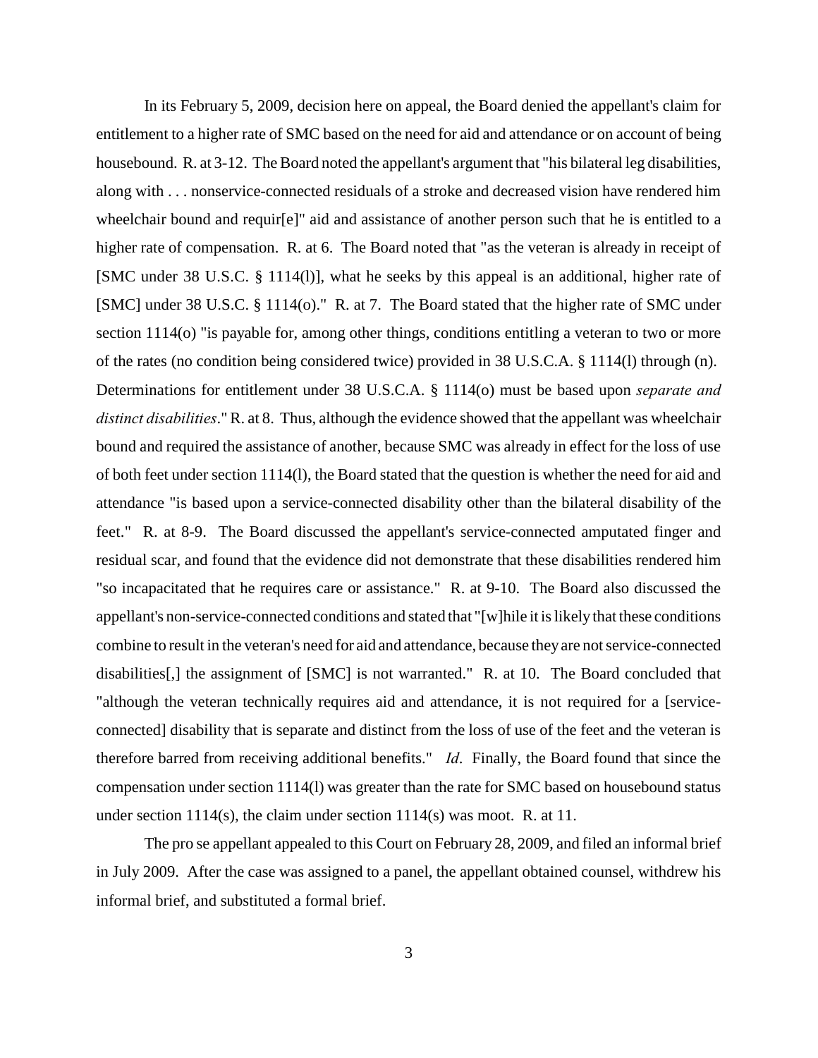In its February 5, 2009, decision here on appeal, the Board denied the appellant's claim for entitlement to a higher rate of SMC based on the need for aid and attendance or on account of being housebound. R. at 3-12. The Board noted the appellant's argument that "his bilateral leg disabilities, along with . . . nonservice-connected residuals of a stroke and decreased vision have rendered him wheelchair bound and requir[e]" aid and assistance of another person such that he is entitled to a higher rate of compensation. R. at 6. The Board noted that "as the veteran is already in receipt of [SMC under 38 U.S.C. § 1114(l)], what he seeks by this appeal is an additional, higher rate of [SMC] under 38 U.S.C. § 1114(o)." R. at 7. The Board stated that the higher rate of SMC under section 1114(o) "is payable for, among other things, conditions entitling a veteran to two or more of the rates (no condition being considered twice) provided in 38 U.S.C.A. § 1114(l) through (n). Determinations for entitlement under 38 U.S.C.A. § 1114(o) must be based upon *separate and distinct disabilities*." R. at 8. Thus, although the evidence showed that the appellant was wheelchair bound and required the assistance of another, because SMC was already in effect for the loss of use of both feet under section 1114(l), the Board stated that the question is whether the need for aid and attendance "is based upon a service-connected disability other than the bilateral disability of the feet." R. at 8-9. The Board discussed the appellant's service-connected amputated finger and residual scar, and found that the evidence did not demonstrate that these disabilities rendered him "so incapacitated that he requires care or assistance." R. at 9-10. The Board also discussed the appellant's non-service-connected conditions and stated that "[w]hile it is likely that these conditions combine to result in the veteran's need for aid and attendance, because they are not service-connected disabilities[,] the assignment of [SMC] is not warranted." R. at 10. The Board concluded that "although the veteran technically requires aid and attendance, it is not required for a [service-connected] disability that is separate and distinct from the loss of use of the feet and the veteran is therefore barred from receiving additional benefits." *Id*. Finally, the Board found that since the compensation under section 1114(l) was greater than the rate for SMC based on housebound status under section 1114(s), the claim under section 1114(s) was moot. R. at 11.

The pro se appellant appealed to this Court on February 28, 2009, and filed an informal brief in July 2009. After the case was assigned to a panel, the appellant obtained counsel, withdrew his informal brief, and substituted a formal brief.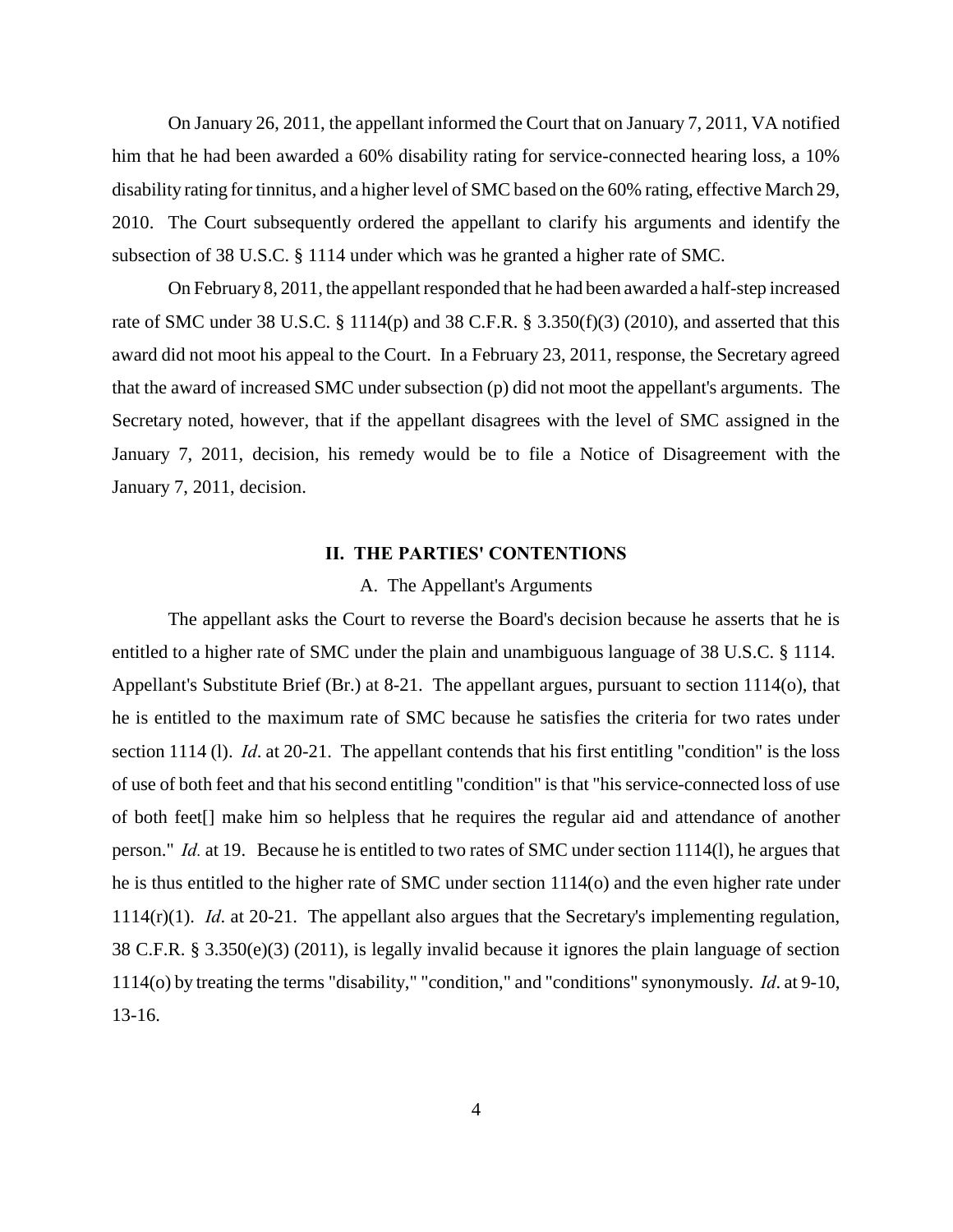On January 26, 2011, the appellant informed the Court that on January 7, 2011, VA notified him that he had been awarded a 60% disability rating for service-connected hearing loss, a 10% disability rating for tinnitus, and a higher level of SMC based on the 60% rating, effective March 29, 2010. The Court subsequently ordered the appellant to clarify his arguments and identify the subsection of 38 U.S.C. § 1114 under which was he granted a higher rate of SMC.

On February 8, 2011, the appellant responded that he had been awarded a half-step increased rate of SMC under 38 U.S.C. § 1114(p) and 38 C.F.R. § 3.350(f)(3) (2010), and asserted that this award did not moot his appeal to the Court. In a February 23, 2011, response, the Secretary agreed that the award of increased SMC under subsection (p) did not moot the appellant's arguments. The Secretary noted, however, that if the appellant disagrees with the level of SMC assigned in the January 7, 2011, decision, his remedy would be to file a Notice of Disagreement with the January 7, 2011, decision.

## II. THE PARTIES' CONTENTIONS

### A. The Appellant's Arguments

The appellant asks the Court to reverse the Board's decision because he asserts that he is entitled to a higher rate of SMC under the plain and unambiguous language of 38 U.S.C. § 1114. Appellant's Substitute Brief (Br.) at 8-21. The appellant argues, pursuant to section 1114(o), that he is entitled to the maximum rate of SMC because he satisfies the criteria for two rates under section 1114 (l). *Id*. at 20-21. The appellant contends that his first entitling "condition" is the loss of use of both feet and that his second entitling "condition" is that "his service-connected loss of use of both feet[] make him so helpless that he requires the regular aid and attendance of another person." *Id.* at 19. Because he is entitled to two rates of SMC under section 1114(l), he argues that he is thus entitled to the higher rate of SMC under section 1114(o) and the even higher rate under 1114(r)(1). *Id*. at 20-21. The appellant also argues that the Secretary's implementing regulation, 38 C.F.R. § 3.350(e)(3) (2011), is legally invalid because it ignores the plain language of section 1114(o) by treating the terms "disability," "condition," and "conditions" synonymously. *Id*. at 9-10, 13-16.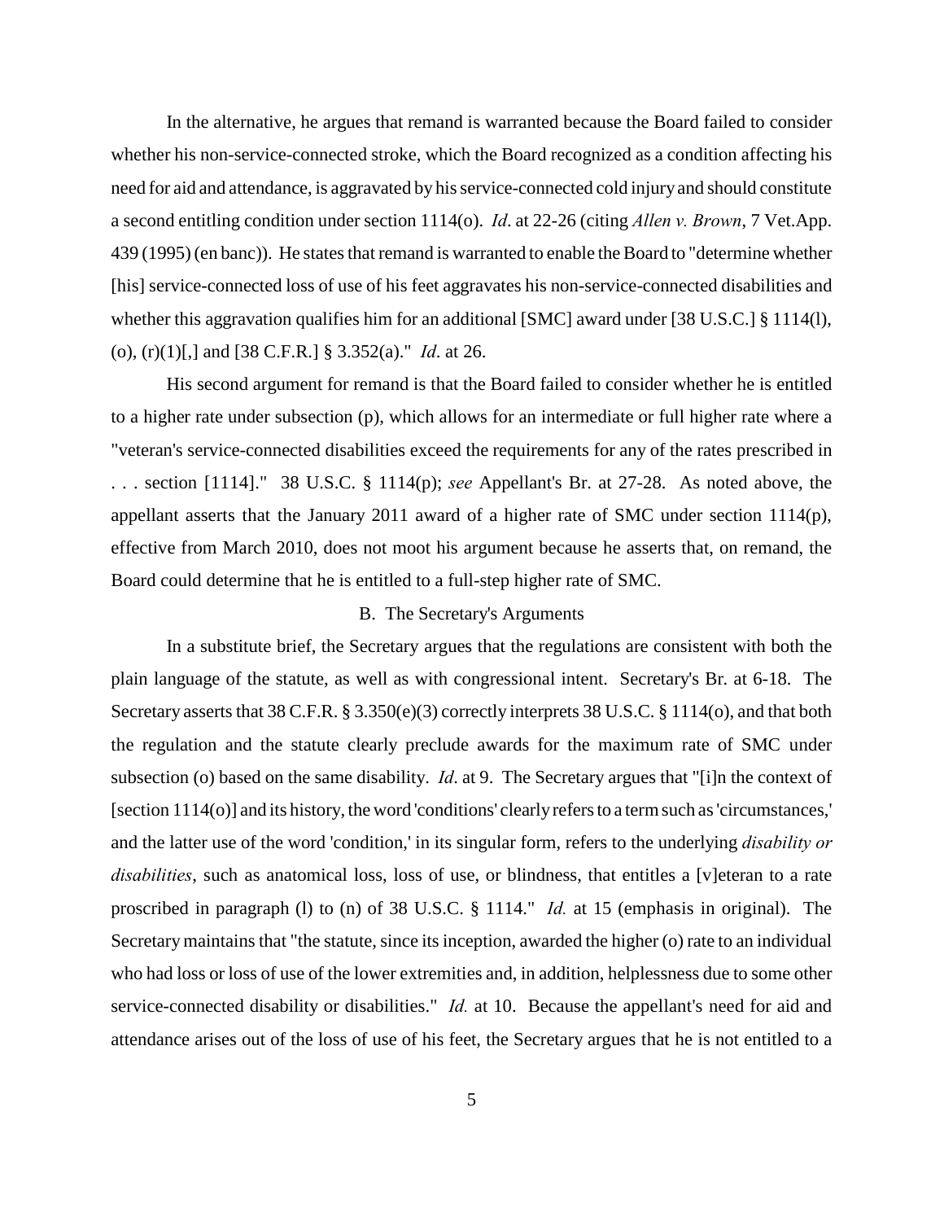In the alternative, he argues that remand is warranted because the Board failed to consider whether his non-service-connected stroke, which the Board recognized as a condition affecting his need for aid and attendance, is aggravated by his service-connected cold injury and should constitute a second entitling condition under section 1114(o). *Id*. at 22-26 (citing *Allen v. Brown*, 7 Vet.App. 439 (1995) (en banc)). He states that remand is warranted to enable the Board to "determine whether [his] service-connected loss of use of his feet aggravates his non-service-connected disabilities and whether this aggravation qualifies him for an additional [SMC] award under [38 U.S.C.] § 1114(l), (o), (r)(1)[,] and [38 C.F.R.] § 3.352(a)." *Id*. at 26.

His second argument for remand is that the Board failed to consider whether he is entitled to a higher rate under subsection (p), which allows for an intermediate or full higher rate where a "veteran's service-connected disabilities exceed the requirements for any of the rates prescribed in . . . section [1114]." 38 U.S.C. § 1114(p); *see* Appellant's Br. at 27-28. As noted above, the appellant asserts that the January 2011 award of a higher rate of SMC under section 1114(p), effective from March 2010, does not moot his argument because he asserts that, on remand, the Board could determine that he is entitled to a full-step higher rate of SMC.

B. The Secretary's Arguments

In a substitute brief, the Secretary argues that the regulations are consistent with both the plain language of the statute, as well as with congressional intent. Secretary's Br. at 6-18. The Secretary asserts that 38 C.F.R. § 3.350(e)(3) correctly interprets 38 U.S.C. § 1114(o), and that both the regulation and the statute clearly preclude awards for the maximum rate of SMC under subsection (o) based on the same disability. *Id*. at 9. The Secretary argues that "[i]n the context of [section 1114(o)] and its history, the word 'conditions' clearly refers to a term such as 'circumstances,' and the latter use of the word 'condition,' in its singular form, refers to the underlying *disability or disabilities*, such as anatomical loss, loss of use, or blindness, that entitles a [v]eteran to a rate proscribed in paragraph (l) to (n) of 38 U.S.C. § 1114." *Id.* at 15 (emphasis in original). The Secretary maintains that "the statute, since its inception, awarded the higher (o) rate to an individual who had loss or loss of use of the lower extremities and, in addition, helplessness due to some other service-connected disability or disabilities." *Id.* at 10. Because the appellant's need for aid and attendance arises out of the loss of use of his feet, the Secretary argues that he is not entitled to a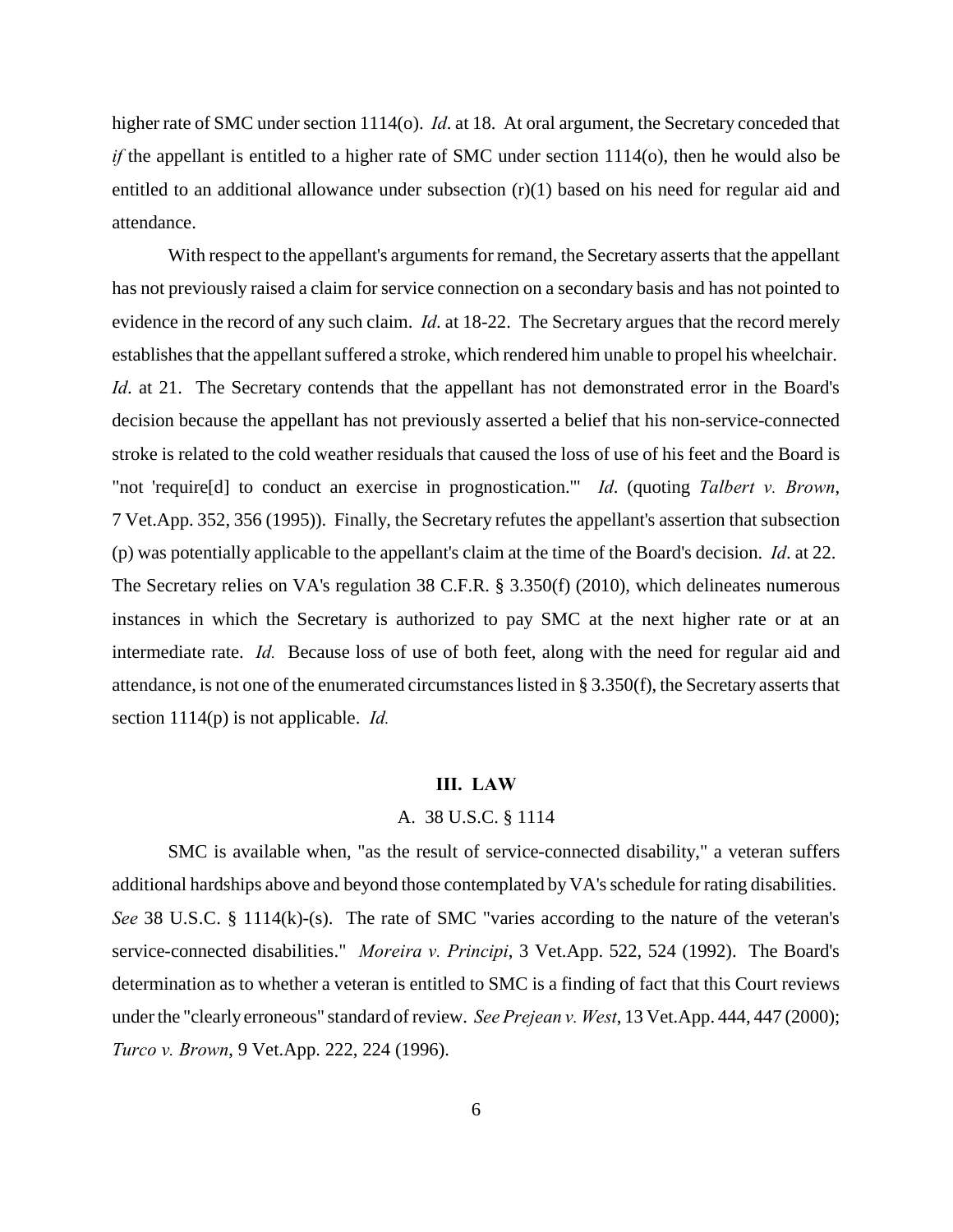higher rate of SMC under section 1114(o). *Id*. at 18. At oral argument, the Secretary conceded that *if* the appellant is entitled to a higher rate of SMC under section 1114(o), then he would also be entitled to an additional allowance under subsection (r)(1) based on his need for regular aid and attendance.

With respect to the appellant's arguments for remand, the Secretary asserts that the appellant has not previously raised a claim for service connection on a secondary basis and has not pointed to evidence in the record of any such claim. *Id*. at 18-22. The Secretary argues that the record merely establishes that the appellant suffered a stroke, which rendered him unable to propel his wheelchair. *Id*. at 21. The Secretary contends that the appellant has not demonstrated error in the Board's decision because the appellant has not previously asserted a belief that his non-service-connected stroke is related to the cold weather residuals that caused the loss of use of his feet and the Board is "not 'require[d] to conduct an exercise in prognostication.'" *Id*. (quoting *Talbert v. Brown*, 7 Vet.App. 352, 356 (1995)). Finally, the Secretary refutes the appellant's assertion that subsection (p) was potentially applicable to the appellant's claim at the time of the Board's decision. *Id*. at 22. The Secretary relies on VA's regulation 38 C.F.R. § 3.350(f) (2010), which delineates numerous instances in which the Secretary is authorized to pay SMC at the next higher rate or at an intermediate rate. *Id.* Because loss of use of both feet, along with the need for regular aid and attendance, is not one of the enumerated circumstances listed in § 3.350(f), the Secretary asserts that section 1114(p) is not applicable. *Id.*

## III. LAW

### A. 38 U.S.C. § 1114

SMC is available when, "as the result of service-connected disability," a veteran suffers additional hardships above and beyond those contemplated by VA's schedule for rating disabilities. *See* 38 U.S.C. § 1114(k)-(s). The rate of SMC "varies according to the nature of the veteran's service-connected disabilities." *Moreira v. Principi*, 3 Vet.App. 522, 524 (1992). The Board's determination as to whether a veteran is entitled to SMC is a finding of fact that this Court reviews under the "clearly erroneous" standard of review. *See Prejean v. West*, 13 Vet.App. 444, 447 (2000); *Turco v. Brown*, 9 Vet.App. 222, 224 (1996).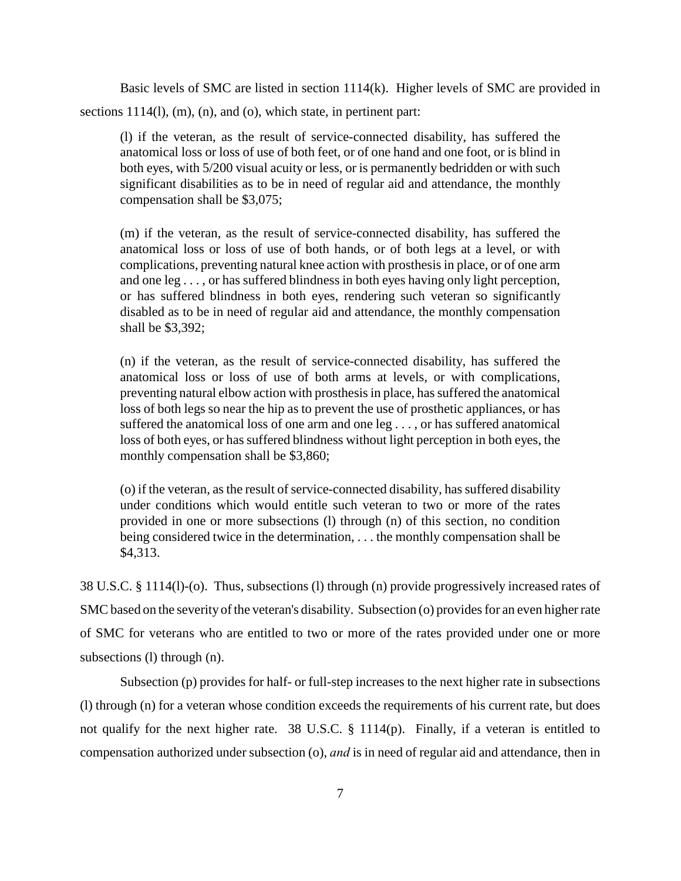Basic levels of SMC are listed in section 1114(k). Higher levels of SMC are provided in sections 1114(l), (m), (n), and (o), which state, in pertinent part:

> (l) if the veteran, as the result of service-connected disability, has suffered the anatomical loss or loss of use of both feet, or of one hand and one foot, or is blind in both eyes, with 5/200 visual acuity or less, or is permanently bedridden or with such significant disabilities as to be in need of regular aid and attendance, the monthly compensation shall be $3,075;
>
> (m) if the veteran, as the result of service-connected disability, has suffered the anatomical loss or loss of use of both hands, or of both legs at a level, or with complications, preventing natural knee action with prosthesis in place, or of one arm and one leg . . . , or has suffered blindness in both eyes having only light perception, or has suffered blindness in both eyes, rendering such veteran so significantly disabled as to be in need of regular aid and attendance, the monthly compensation shall be $3,392;
>
> (n) if the veteran, as the result of service-connected disability, has suffered the anatomical loss or loss of use of both arms at levels, or with complications, preventing natural elbow action with prosthesis in place, has suffered the anatomical loss of both legs so near the hip as to prevent the use of prosthetic appliances, or has suffered the anatomical loss of one arm and one leg . . . , or has suffered anatomical loss of both eyes, or has suffered blindness without light perception in both eyes, the monthly compensation shall be $3,860;
>
> (o) if the veteran, as the result of service-connected disability, has suffered disability under conditions which would entitle such veteran to two or more of the rates provided in one or more subsections (l) through (n) of this section, no condition being considered twice in the determination, . . . the monthly compensation shall be $4,313.

38 U.S.C. § 1114(l)-(o). Thus, subsections (l) through (n) provide progressively increased rates of SMC based on the severity of the veteran's disability. Subsection (o) provides for an even higher rate of SMC for veterans who are entitled to two or more of the rates provided under one or more subsections (l) through (n).

Subsection (p) provides for half- or full-step increases to the next higher rate in subsections (l) through (n) for a veteran whose condition exceeds the requirements of his current rate, but does not qualify for the next higher rate. 38 U.S.C. § 1114(p). Finally, if a veteran is entitled to compensation authorized under subsection (o), *and* is in need of regular aid and attendance, then in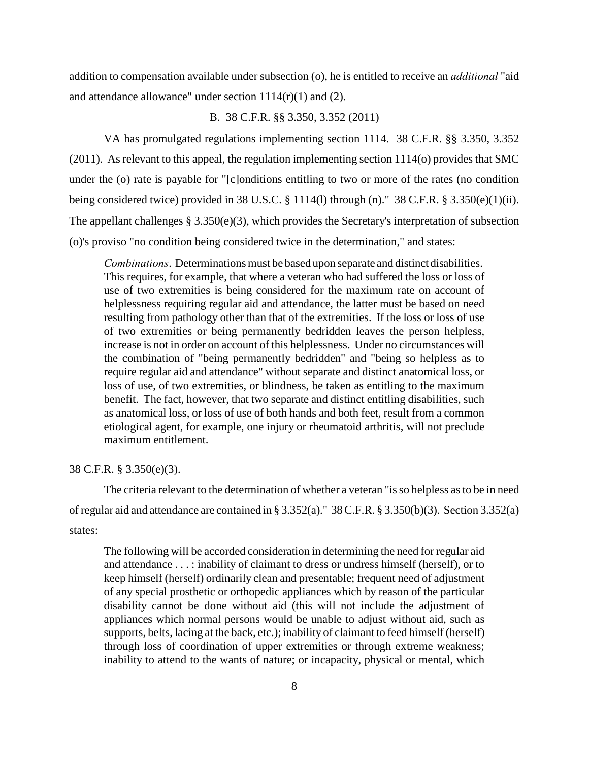addition to compensation available under subsection (o), he is entitled to receive an *additional* "aid and attendance allowance" under section 1114(r)(1) and (2).

### B. 38 C.F.R. §§ 3.350, 3.352 (2011)

VA has promulgated regulations implementing section 1114. 38 C.F.R. §§ 3.350, 3.352 (2011). As relevant to this appeal, the regulation implementing section 1114(o) provides that SMC under the (o) rate is payable for "[c]onditions entitling to two or more of the rates (no condition being considered twice) provided in 38 U.S.C. § 1114(l) through (n)." 38 C.F.R. § 3.350(e)(1)(ii). The appellant challenges § 3.350(e)(3), which provides the Secretary's interpretation of subsection (o)'s proviso "no condition being considered twice in the determination," and states:

> *Combinations*. Determinations must be based upon separate and distinct disabilities. This requires, for example, that where a veteran who had suffered the loss or loss of use of two extremities is being considered for the maximum rate on account of helplessness requiring regular aid and attendance, the latter must be based on need resulting from pathology other than that of the extremities. If the loss or loss of use of two extremities or being permanently bedridden leaves the person helpless, increase is not in order on account of this helplessness. Under no circumstances will the combination of "being permanently bedridden" and "being so helpless as to require regular aid and attendance" without separate and distinct anatomical loss, or loss of use, of two extremities, or blindness, be taken as entitling to the maximum benefit. The fact, however, that two separate and distinct entitling disabilities, such as anatomical loss, or loss of use of both hands and both feet, result from a common etiological agent, for example, one injury or rheumatoid arthritis, will not preclude maximum entitlement.

38 C.F.R. § 3.350(e)(3).

The criteria relevant to the determination of whether a veteran "is so helpless as to be in need of regular aid and attendance are contained in § 3.352(a)." 38 C.F.R. § 3.350(b)(3). Section 3.352(a) states:

> The following will be accorded consideration in determining the need for regular aid and attendance . . . : inability of claimant to dress or undress himself (herself), or to keep himself (herself) ordinarily clean and presentable; frequent need of adjustment of any special prosthetic or orthopedic appliances which by reason of the particular disability cannot be done without aid (this will not include the adjustment of appliances which normal persons would be unable to adjust without aid, such as supports, belts, lacing at the back, etc.); inability of claimant to feed himself (herself) through loss of coordination of upper extremities or through extreme weakness; inability to attend to the wants of nature; or incapacity, physical or mental, which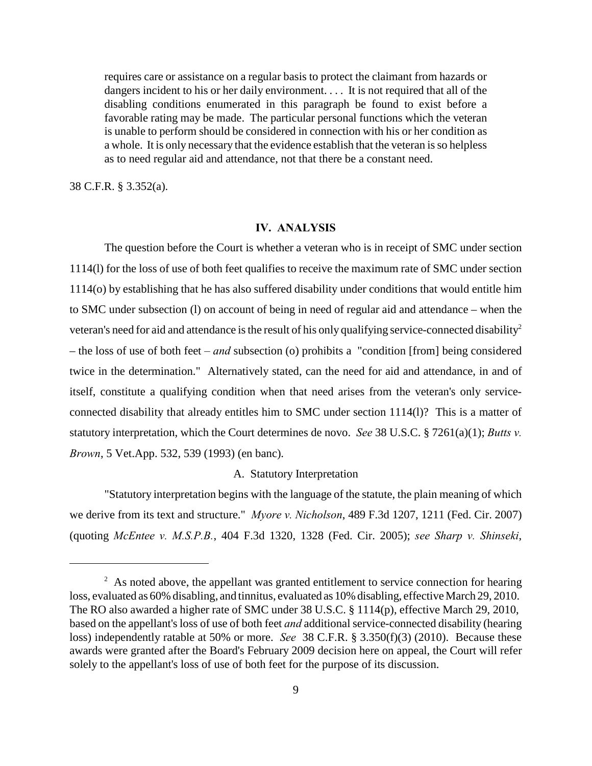> requires care or assistance on a regular basis to protect the claimant from hazards or dangers incident to his or her daily environment. . . . It is not required that all of the disabling conditions enumerated in this paragraph be found to exist before a favorable rating may be made. The particular personal functions which the veteran is unable to perform should be considered in connection with his or her condition as a whole. It is only necessary that the evidence establish that the veteran is so helpless as to need regular aid and attendance, not that there be a constant need.

38 C.F.R. § 3.352(a).

## IV. ANALYSIS

The question before the Court is whether a veteran who is in receipt of SMC under section 1114(l) for the loss of use of both feet qualifies to receive the maximum rate of SMC under section 1114(o) by establishing that he has also suffered disability under conditions that would entitle him to SMC under subsection (l) on account of being in need of regular aid and attendance – when the veteran's need for aid and attendance is the result of his only qualifying service-connected disability[2] – the loss of use of both feet – *and* subsection (o) prohibits a "condition [from] being considered twice in the determination." Alternatively stated, can the need for aid and attendance, in and of itself, constitute a qualifying condition when that need arises from the veteran's only service-connected disability that already entitles him to SMC under section 1114(l)? This is a matter of statutory interpretation, which the Court determines de novo. *See* 38 U.S.C. § 7261(a)(1); *Butts v. Brown*, 5 Vet.App. 532, 539 (1993) (en banc).

### A. Statutory Interpretation

"Statutory interpretation begins with the language of the statute, the plain meaning of which we derive from its text and structure." *Myore v. Nicholson*, 489 F.3d 1207, 1211 (Fed. Cir. 2007) (quoting *McEntee v. M.S.P.B.*, 404 F.3d 1320, 1328 (Fed. Cir. 2005); *see Sharp v. Shinseki*,

---

[2] As noted above, the appellant was granted entitlement to service connection for hearing loss, evaluated as 60% disabling, and tinnitus, evaluated as 10% disabling, effective March 29, 2010. The RO also awarded a higher rate of SMC under 38 U.S.C. § 1114(p), effective March 29, 2010, based on the appellant's loss of use of both feet *and* additional service-connected disability (hearing loss) independently ratable at 50% or more. *See* 38 C.F.R. § 3.350(f)(3) (2010). Because these awards were granted after the Board's February 2009 decision here on appeal, the Court will refer solely to the appellant's loss of use of both feet for the purpose of its discussion.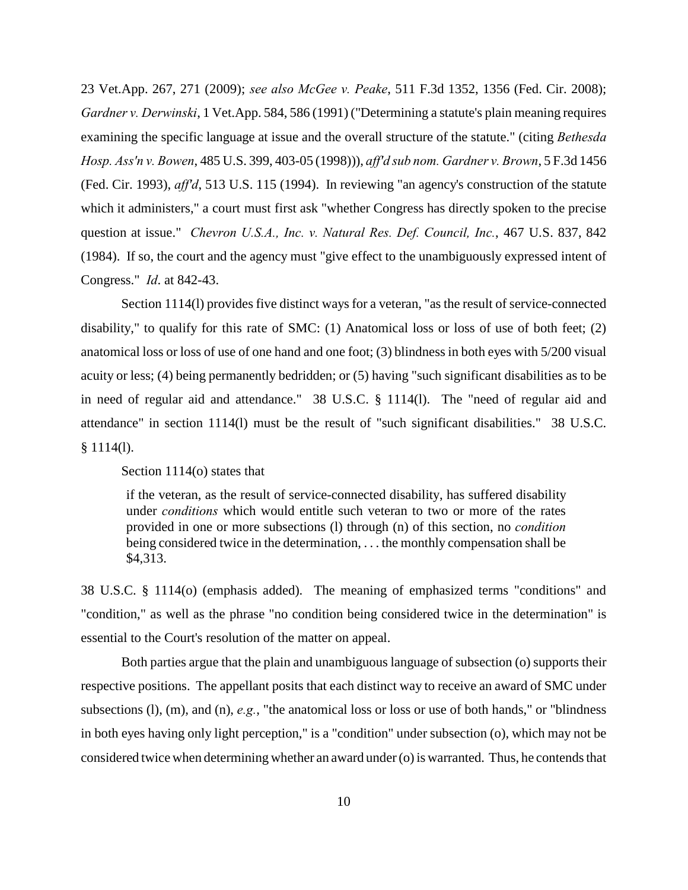23 Vet.App. 267, 271 (2009); *see also McGee v. Peake*, 511 F.3d 1352, 1356 (Fed. Cir. 2008); *Gardner v. Derwinski*, 1 Vet.App. 584, 586 (1991) ("Determining a statute's plain meaning requires examining the specific language at issue and the overall structure of the statute." (citing *Bethesda Hosp. Ass'n v. Bowen*, 485 U.S. 399, 403-05 (1998))), *aff'd sub nom. Gardner v. Brown*, 5 F.3d 1456 (Fed. Cir. 1993), *aff'd*, 513 U.S. 115 (1994). In reviewing "an agency's construction of the statute which it administers," a court must first ask "whether Congress has directly spoken to the precise question at issue." *Chevron U.S.A., Inc. v. Natural Res. Def. Council, Inc.*, 467 U.S. 837, 842 (1984). If so, the court and the agency must "give effect to the unambiguously expressed intent of Congress." *Id*. at 842-43.

Section 1114(l) provides five distinct ways for a veteran, "as the result of service-connected disability," to qualify for this rate of SMC: (1) Anatomical loss or loss of use of both feet; (2) anatomical loss or loss of use of one hand and one foot; (3) blindness in both eyes with 5/200 visual acuity or less; (4) being permanently bedridden; or (5) having "such significant disabilities as to be in need of regular aid and attendance." 38 U.S.C. § 1114(l). The "need of regular aid and attendance" in section 1114(l) must be the result of "such significant disabilities." 38 U.S.C. § 1114(l).

Section 1114(o) states that

> if the veteran, as the result of service-connected disability, has suffered disability under *conditions* which would entitle such veteran to two or more of the rates provided in one or more subsections (l) through (n) of this section, no *condition* being considered twice in the determination, . . . the monthly compensation shall be $4,313.

38 U.S.C. § 1114(o) (emphasis added). The meaning of emphasized terms "conditions" and "condition," as well as the phrase "no condition being considered twice in the determination" is essential to the Court's resolution of the matter on appeal.

Both parties argue that the plain and unambiguous language of subsection (o) supports their respective positions. The appellant posits that each distinct way to receive an award of SMC under subsections (l), (m), and (n), *e.g.*, "the anatomical loss or loss or use of both hands," or "blindness in both eyes having only light perception," is a "condition" under subsection (o), which may not be considered twice when determining whether an award under (o) is warranted. Thus, he contends that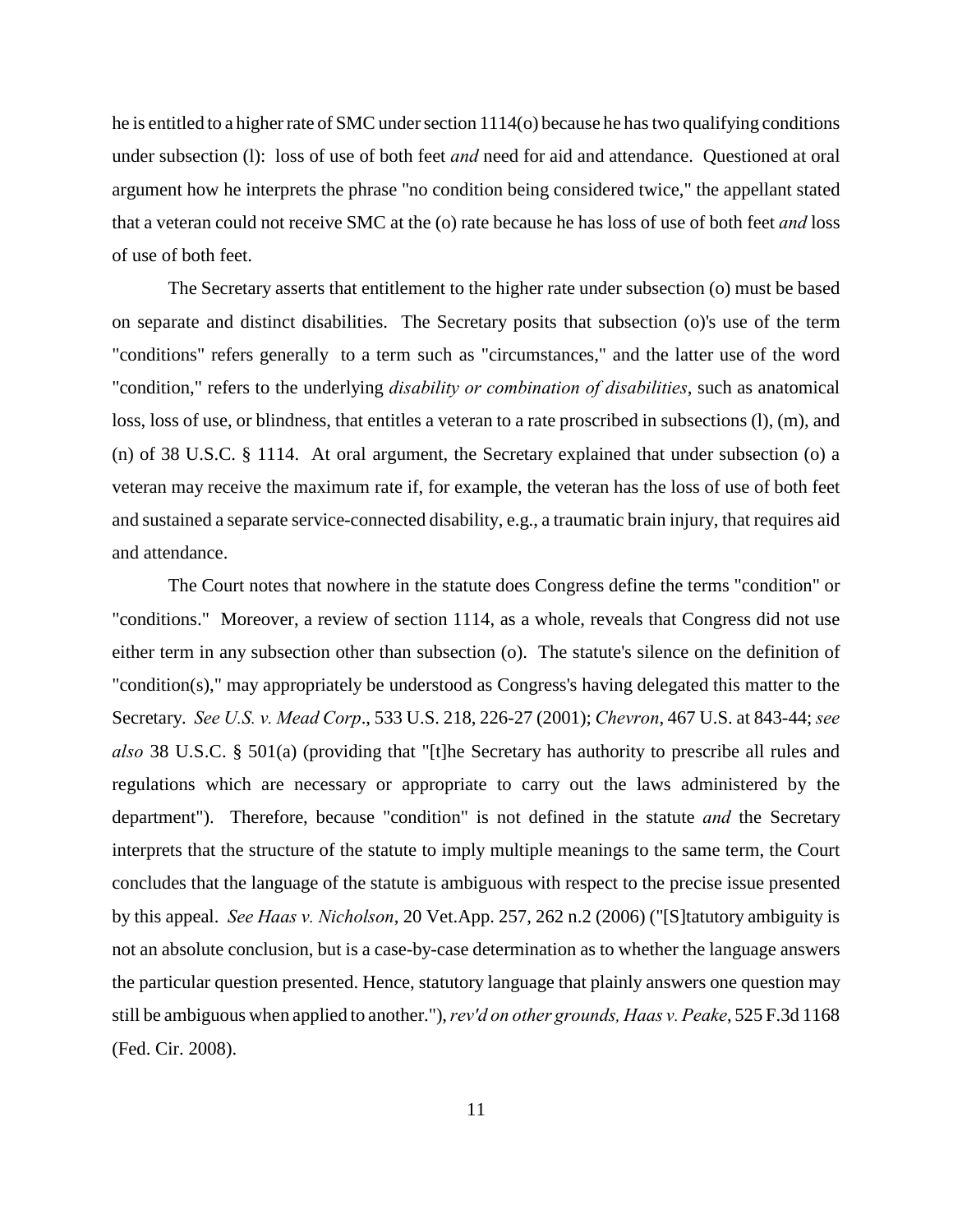he is entitled to a higher rate of SMC under section 1114(o) because he has two qualifying conditions under subsection (l): loss of use of both feet *and* need for aid and attendance. Questioned at oral argument how he interprets the phrase "no condition being considered twice," the appellant stated that a veteran could not receive SMC at the (o) rate because he has loss of use of both feet *and* loss of use of both feet.

The Secretary asserts that entitlement to the higher rate under subsection (o) must be based on separate and distinct disabilities. The Secretary posits that subsection (o)'s use of the term "conditions" refers generally to a term such as "circumstances," and the latter use of the word "condition," refers to the underlying *disability or combination of disabilities*, such as anatomical loss, loss of use, or blindness, that entitles a veteran to a rate proscribed in subsections (l), (m), and (n) of 38 U.S.C. § 1114. At oral argument, the Secretary explained that under subsection (o) a veteran may receive the maximum rate if, for example, the veteran has the loss of use of both feet and sustained a separate service-connected disability, e.g., a traumatic brain injury, that requires aid and attendance.

The Court notes that nowhere in the statute does Congress define the terms "condition" or "conditions." Moreover, a review of section 1114, as a whole, reveals that Congress did not use either term in any subsection other than subsection (o). The statute's silence on the definition of "condition(s)," may appropriately be understood as Congress's having delegated this matter to the Secretary. *See U.S. v. Mead Corp*., 533 U.S. 218, 226-27 (2001); *Chevron*, 467 U.S. at 843-44; *see also* 38 U.S.C. § 501(a) (providing that "[t]he Secretary has authority to prescribe all rules and regulations which are necessary or appropriate to carry out the laws administered by the department"). Therefore, because "condition" is not defined in the statute *and* the Secretary interprets that the structure of the statute to imply multiple meanings to the same term, the Court concludes that the language of the statute is ambiguous with respect to the precise issue presented by this appeal. *See Haas v. Nicholson*, 20 Vet.App. 257, 262 n.2 (2006) ("[S]tatutory ambiguity is not an absolute conclusion, but is a case-by-case determination as to whether the language answers the particular question presented. Hence, statutory language that plainly answers one question may still be ambiguous when applied to another."), *rev'd on other grounds, Haas v. Peake*, 525 F.3d 1168 (Fed. Cir. 2008).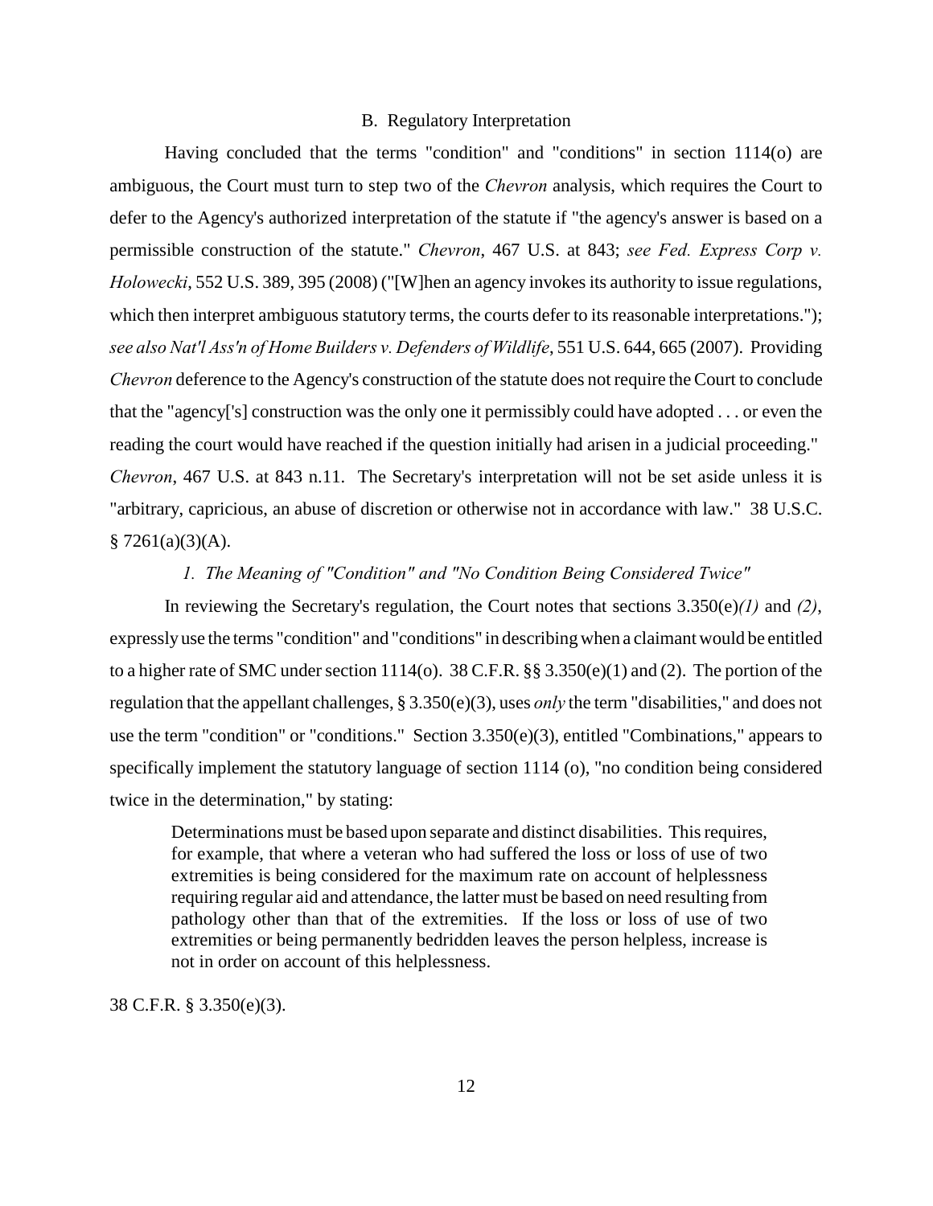### B. Regulatory Interpretation

Having concluded that the terms "condition" and "conditions" in section 1114(o) are ambiguous, the Court must turn to step two of the *Chevron* analysis, which requires the Court to defer to the Agency's authorized interpretation of the statute if "the agency's answer is based on a permissible construction of the statute." *Chevron*, 467 U.S. at 843; *see Fed. Express Corp v. Holowecki*, 552 U.S. 389, 395 (2008) ("[W]hen an agency invokes its authority to issue regulations, which then interpret ambiguous statutory terms, the courts defer to its reasonable interpretations."); *see also Nat'l Ass'n of Home Builders v. Defenders of Wildlife*, 551 U.S. 644, 665 (2007). Providing *Chevron* deference to the Agency's construction of the statute does not require the Court to conclude that the "agency['s] construction was the only one it permissibly could have adopted . . . or even the reading the court would have reached if the question initially had arisen in a judicial proceeding." *Chevron*, 467 U.S. at 843 n.11. The Secretary's interpretation will not be set aside unless it is "arbitrary, capricious, an abuse of discretion or otherwise not in accordance with law." 38 U.S.C. § 7261(a)(3)(A).

#### *1. The Meaning of "Condition" and "No Condition Being Considered Twice"*

In reviewing the Secretary's regulation, the Court notes that sections 3.350(e)*(1)* and *(2)*, expressly use the terms "condition" and "conditions" in describing when a claimant would be entitled to a higher rate of SMC under section 1114(o). 38 C.F.R. §§ 3.350(e)(1) and (2). The portion of the regulation that the appellant challenges, § 3.350(e)(3), uses *only* the term "disabilities," and does not use the term "condition" or "conditions." Section 3.350(e)(3), entitled "Combinations," appears to specifically implement the statutory language of section 1114 (o), "no condition being considered twice in the determination," by stating:

> Determinations must be based upon separate and distinct disabilities. This requires, for example, that where a veteran who had suffered the loss or loss of use of two extremities is being considered for the maximum rate on account of helplessness requiring regular aid and attendance, the latter must be based on need resulting from pathology other than that of the extremities. If the loss or loss of use of two extremities or being permanently bedridden leaves the person helpless, increase is not in order on account of this helplessness.

38 C.F.R. § 3.350(e)(3).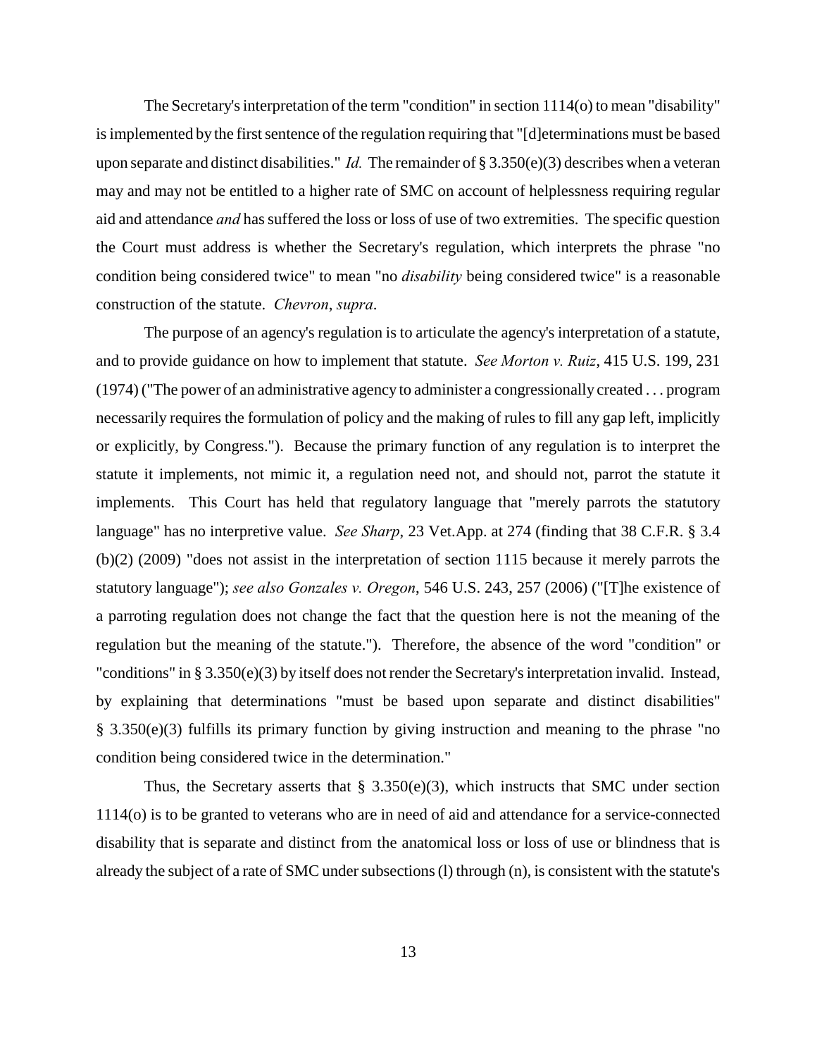The Secretary's interpretation of the term "condition" in section 1114(o) to mean "disability" is implemented by the first sentence of the regulation requiring that "[d]eterminations must be based upon separate and distinct disabilities." *Id.* The remainder of § 3.350(e)(3) describes when a veteran may and may not be entitled to a higher rate of SMC on account of helplessness requiring regular aid and attendance *and* has suffered the loss or loss of use of two extremities. The specific question the Court must address is whether the Secretary's regulation, which interprets the phrase "no condition being considered twice" to mean "no *disability* being considered twice" is a reasonable construction of the statute. *Chevron*, *supra*.

The purpose of an agency's regulation is to articulate the agency's interpretation of a statute, and to provide guidance on how to implement that statute. *See Morton v. Ruiz*, 415 U.S. 199, 231 (1974) ("The power of an administrative agency to administer a congressionally created . . . program necessarily requires the formulation of policy and the making of rules to fill any gap left, implicitly or explicitly, by Congress."). Because the primary function of any regulation is to interpret the statute it implements, not mimic it, a regulation need not, and should not, parrot the statute it implements. This Court has held that regulatory language that "merely parrots the statutory language" has no interpretive value. *See Sharp*, 23 Vet.App. at 274 (finding that 38 C.F.R. § 3.4 (b)(2) (2009) "does not assist in the interpretation of section 1115 because it merely parrots the statutory language"); *see also Gonzales v. Oregon*, 546 U.S. 243, 257 (2006) ("[T]he existence of a parroting regulation does not change the fact that the question here is not the meaning of the regulation but the meaning of the statute."). Therefore, the absence of the word "condition" or "conditions" in § 3.350(e)(3) by itself does not render the Secretary's interpretation invalid. Instead, by explaining that determinations "must be based upon separate and distinct disabilities" § 3.350(e)(3) fulfills its primary function by giving instruction and meaning to the phrase "no condition being considered twice in the determination."

Thus, the Secretary asserts that § 3.350(e)(3), which instructs that SMC under section 1114(o) is to be granted to veterans who are in need of aid and attendance for a service-connected disability that is separate and distinct from the anatomical loss or loss of use or blindness that is already the subject of a rate of SMC under subsections (l) through (n), is consistent with the statute's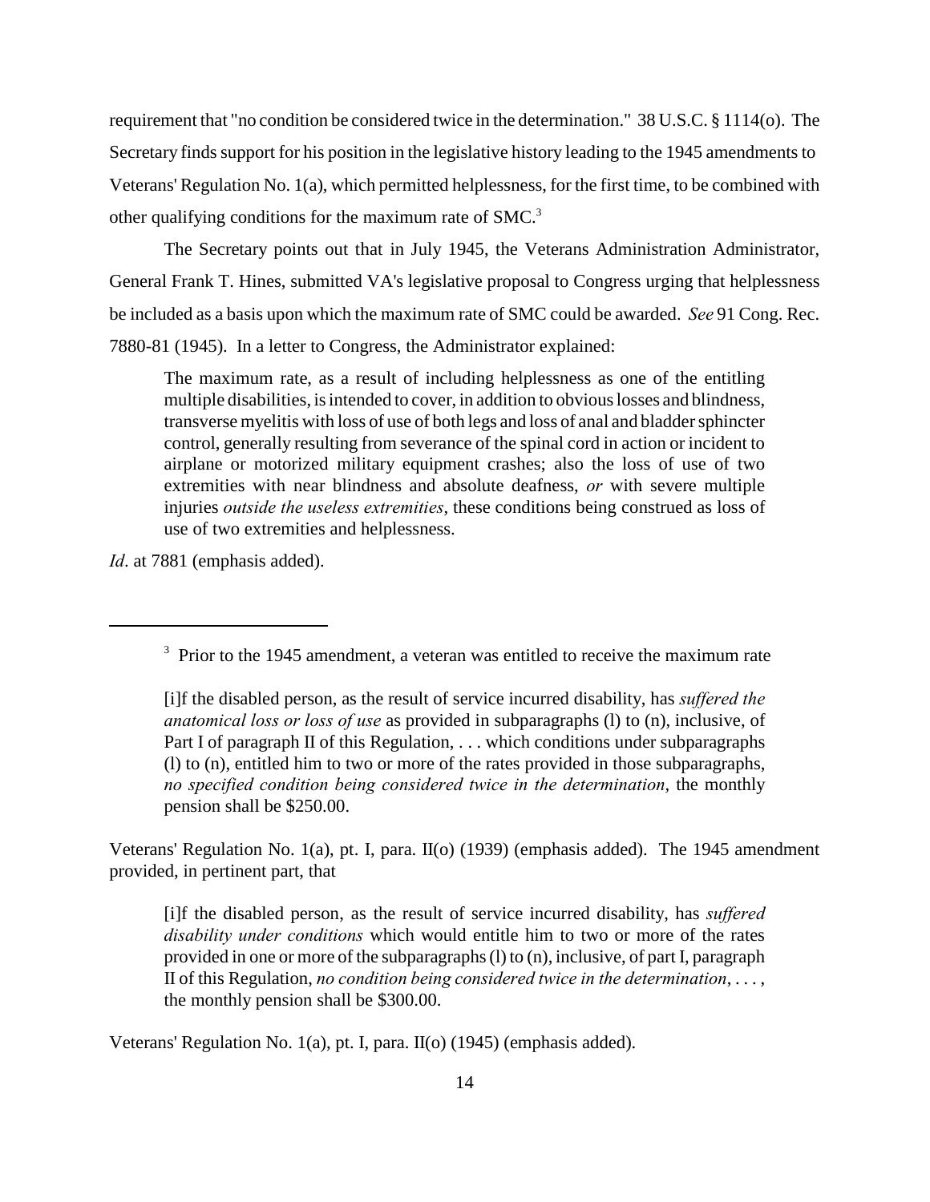requirement that "no condition be considered twice in the determination." 38 U.S.C. § 1114(o). The Secretary finds support for his position in the legislative history leading to the 1945 amendments to Veterans' Regulation No. 1(a), which permitted helplessness, for the first time, to be combined with other qualifying conditions for the maximum rate of SMC.[3]

The Secretary points out that in July 1945, the Veterans Administration Administrator, General Frank T. Hines, submitted VA's legislative proposal to Congress urging that helplessness be included as a basis upon which the maximum rate of SMC could be awarded. *See* 91 Cong. Rec. 7880-81 (1945). In a letter to Congress, the Administrator explained:

> The maximum rate, as a result of including helplessness as one of the entitling multiple disabilities, is intended to cover, in addition to obvious losses and blindness, transverse myelitis with loss of use of both legs and loss of anal and bladder sphincter control, generally resulting from severance of the spinal cord in action or incident to airplane or motorized military equipment crashes; also the loss of use of two extremities with near blindness and absolute deafness, *or* with severe multiple injuries *outside the useless extremities*, these conditions being construed as loss of use of two extremities and helplessness.

*Id*. at 7881 (emphasis added).

---

[3] Prior to the 1945 amendment, a veteran was entitled to receive the maximum rate

> [i]f the disabled person, as the result of service incurred disability, has *suffered the anatomical loss or loss of use* as provided in subparagraphs (l) to (n), inclusive, of Part I of paragraph II of this Regulation, . . . which conditions under subparagraphs (l) to (n), entitled him to two or more of the rates provided in those subparagraphs, *no specified condition being considered twice in the determination*, the monthly pension shall be $250.00.

Veterans' Regulation No. 1(a), pt. I, para. II(o) (1939) (emphasis added). The 1945 amendment provided, in pertinent part, that

> [i]f the disabled person, as the result of service incurred disability, has *suffered disability under conditions* which would entitle him to two or more of the rates provided in one or more of the subparagraphs (l) to (n), inclusive, of part I, paragraph II of this Regulation, *no condition being considered twice in the determination*, . . . , the monthly pension shall be $300.00.

Veterans' Regulation No. 1(a), pt. I, para. II(o) (1945) (emphasis added).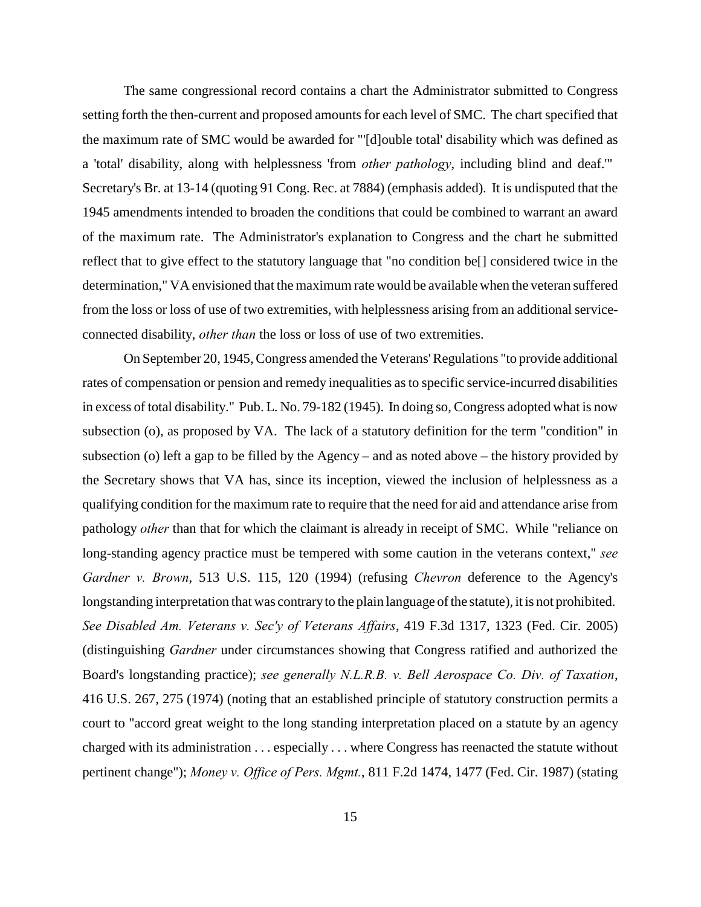The same congressional record contains a chart the Administrator submitted to Congress setting forth the then-current and proposed amounts for each level of SMC. The chart specified that the maximum rate of SMC would be awarded for "'[d]ouble total' disability which was defined as a 'total' disability, along with helplessness 'from *other pathology*, including blind and deaf.'" Secretary's Br. at 13-14 (quoting 91 Cong. Rec. at 7884) (emphasis added). It is undisputed that the 1945 amendments intended to broaden the conditions that could be combined to warrant an award of the maximum rate. The Administrator's explanation to Congress and the chart he submitted reflect that to give effect to the statutory language that "no condition be[] considered twice in the determination," VA envisioned that the maximum rate would be available when the veteran suffered from the loss or loss of use of two extremities, with helplessness arising from an additional service-connected disability, *other than* the loss or loss of use of two extremities.

On September 20, 1945, Congress amended the Veterans' Regulations "to provide additional rates of compensation or pension and remedy inequalities as to specific service-incurred disabilities in excess of total disability." Pub. L. No. 79-182 (1945). In doing so, Congress adopted what is now subsection (o), as proposed by VA. The lack of a statutory definition for the term "condition" in subsection (o) left a gap to be filled by the Agency – and as noted above – the history provided by the Secretary shows that VA has, since its inception, viewed the inclusion of helplessness as a qualifying condition for the maximum rate to require that the need for aid and attendance arise from pathology *other* than that for which the claimant is already in receipt of SMC. While "reliance on long-standing agency practice must be tempered with some caution in the veterans context," *see Gardner v. Brown*, 513 U.S. 115, 120 (1994) (refusing *Chevron* deference to the Agency's longstanding interpretation that was contrary to the plain language of the statute), it is not prohibited. *See Disabled Am. Veterans v. Sec'y of Veterans Affairs*, 419 F.3d 1317, 1323 (Fed. Cir. 2005) (distinguishing *Gardner* under circumstances showing that Congress ratified and authorized the Board's longstanding practice); *see generally N.L.R.B. v. Bell Aerospace Co. Div. of Taxation*, 416 U.S. 267, 275 (1974) (noting that an established principle of statutory construction permits a court to "accord great weight to the long standing interpretation placed on a statute by an agency charged with its administration . . . especially . . . where Congress has reenacted the statute without pertinent change"); *Money v. Office of Pers. Mgmt.*, 811 F.2d 1474, 1477 (Fed. Cir. 1987) (stating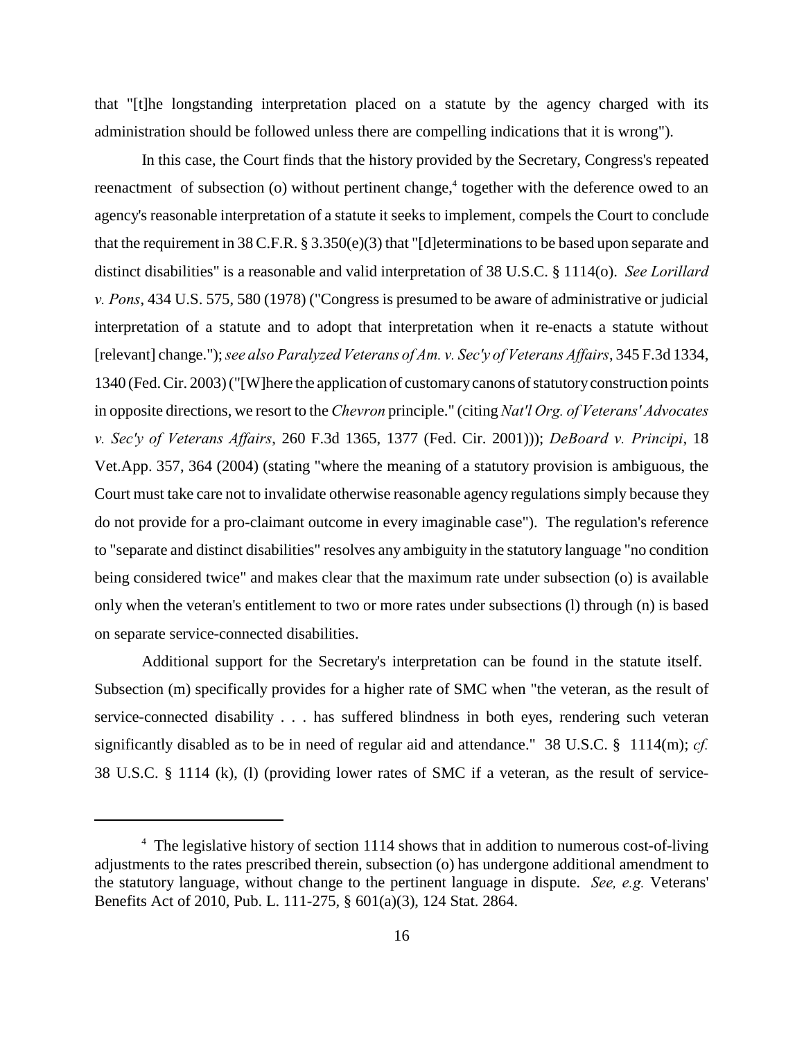that "[t]he longstanding interpretation placed on a statute by the agency charged with its administration should be followed unless there are compelling indications that it is wrong").

In this case, the Court finds that the history provided by the Secretary, Congress's repeated reenactment of subsection (o) without pertinent change,[4] together with the deference owed to an agency's reasonable interpretation of a statute it seeks to implement, compels the Court to conclude that the requirement in 38 C.F.R. § 3.350(e)(3) that "[d]eterminations to be based upon separate and distinct disabilities" is a reasonable and valid interpretation of 38 U.S.C. § 1114(o). *See Lorillard v. Pons*, 434 U.S. 575, 580 (1978) ("Congress is presumed to be aware of administrative or judicial interpretation of a statute and to adopt that interpretation when it re-enacts a statute without [relevant] change."); *see also Paralyzed Veterans of Am. v. Sec'y of Veterans Affairs*, 345 F.3d 1334, 1340 (Fed. Cir. 2003) ("[W]here the application of customary canons of statutory construction points in opposite directions, we resort to the *Chevron* principle." (citing *Nat'l Org. of Veterans' Advocates v. Sec'y of Veterans Affairs*, 260 F.3d 1365, 1377 (Fed. Cir. 2001))); *DeBoard v. Principi*, 18 Vet.App. 357, 364 (2004) (stating "where the meaning of a statutory provision is ambiguous, the Court must take care not to invalidate otherwise reasonable agency regulations simply because they do not provide for a pro-claimant outcome in every imaginable case"). The regulation's reference to "separate and distinct disabilities" resolves any ambiguity in the statutory language "no condition being considered twice" and makes clear that the maximum rate under subsection (o) is available only when the veteran's entitlement to two or more rates under subsections (l) through (n) is based on separate service-connected disabilities.

Additional support for the Secretary's interpretation can be found in the statute itself. Subsection (m) specifically provides for a higher rate of SMC when "the veteran, as the result of service-connected disability . . . has suffered blindness in both eyes, rendering such veteran significantly disabled as to be in need of regular aid and attendance." 38 U.S.C. § 1114(m); *cf.* 38 U.S.C. § 1114 (k), (l) (providing lower rates of SMC if a veteran, as the result of service-

---

[4] The legislative history of section 1114 shows that in addition to numerous cost-of-living adjustments to the rates prescribed therein, subsection (o) has undergone additional amendment to the statutory language, without change to the pertinent language in dispute. *See, e.g.* Veterans' Benefits Act of 2010, Pub. L. 111-275, § 601(a)(3), 124 Stat. 2864.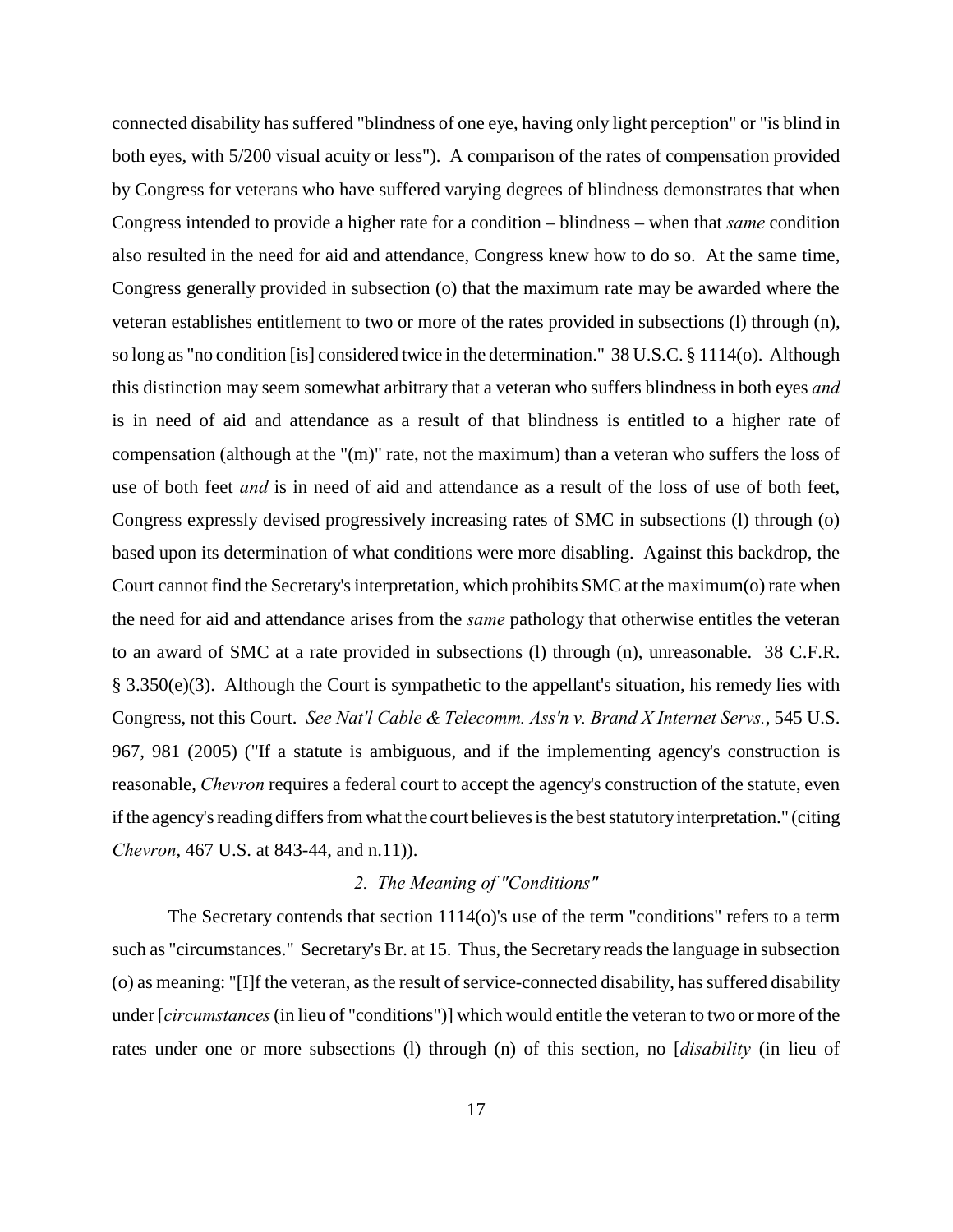connected disability has suffered "blindness of one eye, having only light perception" or "is blind in both eyes, with 5/200 visual acuity or less"). A comparison of the rates of compensation provided by Congress for veterans who have suffered varying degrees of blindness demonstrates that when Congress intended to provide a higher rate for a condition – blindness – when that *same* condition also resulted in the need for aid and attendance, Congress knew how to do so. At the same time, Congress generally provided in subsection (o) that the maximum rate may be awarded where the veteran establishes entitlement to two or more of the rates provided in subsections (l) through (n), so long as "no condition [is] considered twice in the determination." 38 U.S.C. § 1114(o). Although this distinction may seem somewhat arbitrary that a veteran who suffers blindness in both eyes *and* is in need of aid and attendance as a result of that blindness is entitled to a higher rate of compensation (although at the "(m)" rate, not the maximum) than a veteran who suffers the loss of use of both feet *and* is in need of aid and attendance as a result of the loss of use of both feet, Congress expressly devised progressively increasing rates of SMC in subsections (l) through (o) based upon its determination of what conditions were more disabling. Against this backdrop, the Court cannot find the Secretary's interpretation, which prohibits SMC at the maximum(o) rate when the need for aid and attendance arises from the *same* pathology that otherwise entitles the veteran to an award of SMC at a rate provided in subsections (l) through (n), unreasonable. 38 C.F.R. § 3.350(e)(3). Although the Court is sympathetic to the appellant's situation, his remedy lies with Congress, not this Court. *See Nat'l Cable & Telecomm. Ass'n v. Brand X Internet Servs.*, 545 U.S. 967, 981 (2005) ("If a statute is ambiguous, and if the implementing agency's construction is reasonable, *Chevron* requires a federal court to accept the agency's construction of the statute, even if the agency's reading differs from what the court believes is the best statutory interpretation." (citing *Chevron*, 467 U.S. at 843-44, and n.11)).

### *2. The Meaning of "Conditions"*

The Secretary contends that section 1114(o)'s use of the term "conditions" refers to a term such as "circumstances." Secretary's Br. at 15. Thus, the Secretary reads the language in subsection (o) as meaning: "[I]f the veteran, as the result of service-connected disability, has suffered disability under [*circumstances* (in lieu of "conditions")] which would entitle the veteran to two or more of the rates under one or more subsections (l) through (n) of this section, no [*disability* (in lieu of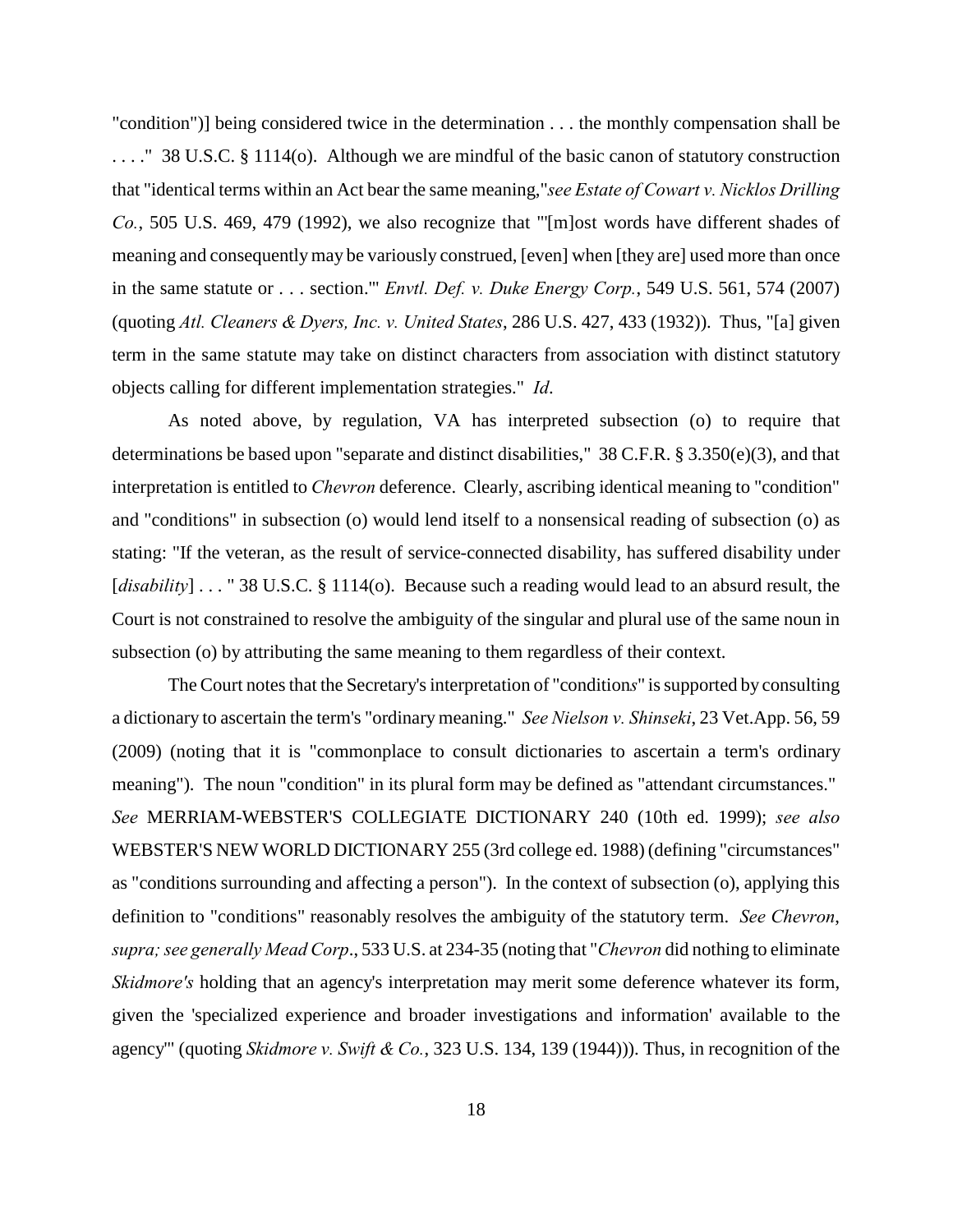"condition")] being considered twice in the determination . . . the monthly compensation shall be . . . ." 38 U.S.C. § 1114(o). Although we are mindful of the basic canon of statutory construction that "identical terms within an Act bear the same meaning,"*see Estate of Cowart v. Nicklos Drilling Co.*, 505 U.S. 469, 479 (1992), we also recognize that "'[m]ost words have different shades of meaning and consequently may be variously construed, [even] when [they are] used more than once in the same statute or . . . section.'" *Envtl. Def. v. Duke Energy Corp.*, 549 U.S. 561, 574 (2007) (quoting *Atl. Cleaners & Dyers, Inc. v. United States*, 286 U.S. 427, 433 (1932)). Thus, "[a] given term in the same statute may take on distinct characters from association with distinct statutory objects calling for different implementation strategies." *Id*.

As noted above, by regulation, VA has interpreted subsection (o) to require that determinations be based upon "separate and distinct disabilities," 38 C.F.R. § 3.350(e)(3), and that interpretation is entitled to *Chevron* deference. Clearly, ascribing identical meaning to "condition" and "conditions" in subsection (o) would lend itself to a nonsensical reading of subsection (o) as stating: "If the veteran, as the result of service-connected disability, has suffered disability under [*disability*] . . . " 38 U.S.C. § 1114(o). Because such a reading would lead to an absurd result, the Court is not constrained to resolve the ambiguity of the singular and plural use of the same noun in subsection (o) by attributing the same meaning to them regardless of their context.

The Court notes that the Secretary's interpretation of "condition*s*" is supported by consulting a dictionary to ascertain the term's "ordinary meaning." *See Nielson v. Shinseki*, 23 Vet.App. 56, 59 (2009) (noting that it is "commonplace to consult dictionaries to ascertain a term's ordinary meaning"). The noun "condition" in its plural form may be defined as "attendant circumstances." *See* MERRIAM-WEBSTER'S COLLEGIATE DICTIONARY 240 (10th ed. 1999); *see also* WEBSTER'S NEW WORLD DICTIONARY 255 (3rd college ed. 1988) (defining "circumstances" as "conditions surrounding and affecting a person"). In the context of subsection (o), applying this definition to "conditions" reasonably resolves the ambiguity of the statutory term. *See Chevron*, *supra; see generally Mead Corp*., 533 U.S. at 234-35 (noting that "*Chevron* did nothing to eliminate *Skidmore's* holding that an agency's interpretation may merit some deference whatever its form, given the 'specialized experience and broader investigations and information' available to the agency'" (quoting *Skidmore v. Swift & Co.*, 323 U.S. 134, 139 (1944))). Thus, in recognition of the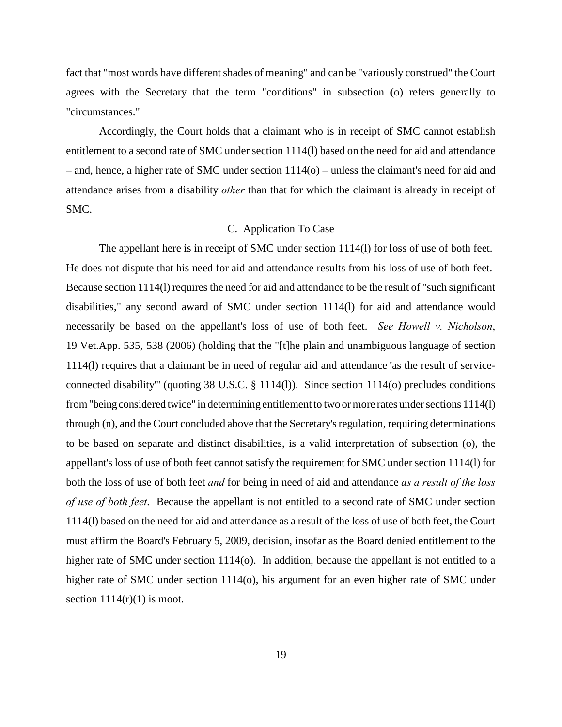fact that "most words have different shades of meaning" and can be "variously construed" the Court agrees with the Secretary that the term "conditions" in subsection (o) refers generally to "circumstances."

Accordingly, the Court holds that a claimant who is in receipt of SMC cannot establish entitlement to a second rate of SMC under section 1114(l) based on the need for aid and attendance – and, hence, a higher rate of SMC under section 1114(o) – unless the claimant's need for aid and attendance arises from a disability *other* than that for which the claimant is already in receipt of SMC.

### C. Application To Case

The appellant here is in receipt of SMC under section 1114(l) for loss of use of both feet. He does not dispute that his need for aid and attendance results from his loss of use of both feet. Because section 1114(l) requires the need for aid and attendance to be the result of "such significant disabilities," any second award of SMC under section 1114(l) for aid and attendance would necessarily be based on the appellant's loss of use of both feet. *See Howell v. Nicholson*, 19 Vet.App. 535, 538 (2006) (holding that the "[t]he plain and unambiguous language of section 1114(l) requires that a claimant be in need of regular aid and attendance 'as the result of service-connected disability'" (quoting 38 U.S.C. § 1114(l)). Since section 1114(o) precludes conditions from "being considered twice" in determining entitlement to two or more rates under sections 1114(l) through (n), and the Court concluded above that the Secretary's regulation, requiring determinations to be based on separate and distinct disabilities, is a valid interpretation of subsection (o), the appellant's loss of use of both feet cannot satisfy the requirement for SMC under section 1114(l) for both the loss of use of both feet *and* for being in need of aid and attendance *as a result of the loss of use of both feet*. Because the appellant is not entitled to a second rate of SMC under section 1114(l) based on the need for aid and attendance as a result of the loss of use of both feet, the Court must affirm the Board's February 5, 2009, decision, insofar as the Board denied entitlement to the higher rate of SMC under section 1114(o). In addition, because the appellant is not entitled to a higher rate of SMC under section 1114(o), his argument for an even higher rate of SMC under section 1114(r)(1) is moot.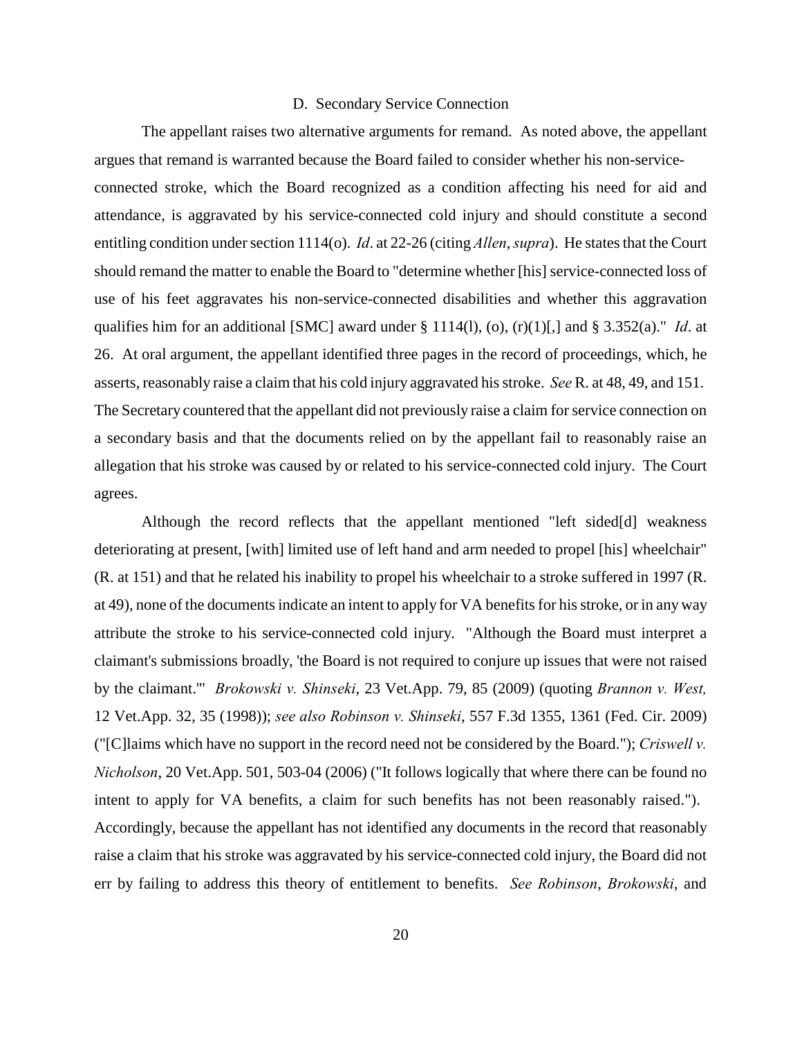### D. Secondary Service Connection

The appellant raises two alternative arguments for remand. As noted above, the appellant argues that remand is warranted because the Board failed to consider whether his non-service-connected stroke, which the Board recognized as a condition affecting his need for aid and attendance, is aggravated by his service-connected cold injury and should constitute a second entitling condition under section 1114(o). *Id*. at 22-26 (citing *Allen*, *supra*). He states that the Court should remand the matter to enable the Board to "determine whether [his] service-connected loss of use of his feet aggravates his non-service-connected disabilities and whether this aggravation qualifies him for an additional [SMC] award under § 1114(l), (o), (r)(1)[,] and § 3.352(a)." *Id*. at 26. At oral argument, the appellant identified three pages in the record of proceedings, which, he asserts, reasonably raise a claim that his cold injury aggravated his stroke. *See* R. at 48, 49, and 151. The Secretary countered that the appellant did not previously raise a claim for service connection on a secondary basis and that the documents relied on by the appellant fail to reasonably raise an allegation that his stroke was caused by or related to his service-connected cold injury. The Court agrees.

Although the record reflects that the appellant mentioned "left sided[d] weakness deteriorating at present, [with] limited use of left hand and arm needed to propel [his] wheelchair" (R. at 151) and that he related his inability to propel his wheelchair to a stroke suffered in 1997 (R. at 49), none of the documents indicate an intent to apply for VA benefits for his stroke, or in any way attribute the stroke to his service-connected cold injury. "Although the Board must interpret a claimant's submissions broadly, 'the Board is not required to conjure up issues that were not raised by the claimant.'" *Brokowski v. Shinseki*, 23 Vet.App. 79, 85 (2009) (quoting *Brannon v. West,* 12 Vet.App. 32, 35 (1998)); *see also Robinson v. Shinseki*, 557 F.3d 1355, 1361 (Fed. Cir. 2009) ("[C]laims which have no support in the record need not be considered by the Board."); *Criswell v. Nicholson*, 20 Vet.App. 501, 503-04 (2006) ("It follows logically that where there can be found no intent to apply for VA benefits, a claim for such benefits has not been reasonably raised."). Accordingly, because the appellant has not identified any documents in the record that reasonably raise a claim that his stroke was aggravated by his service-connected cold injury, the Board did not err by failing to address this theory of entitlement to benefits. *See Robinson*, *Brokowski*, and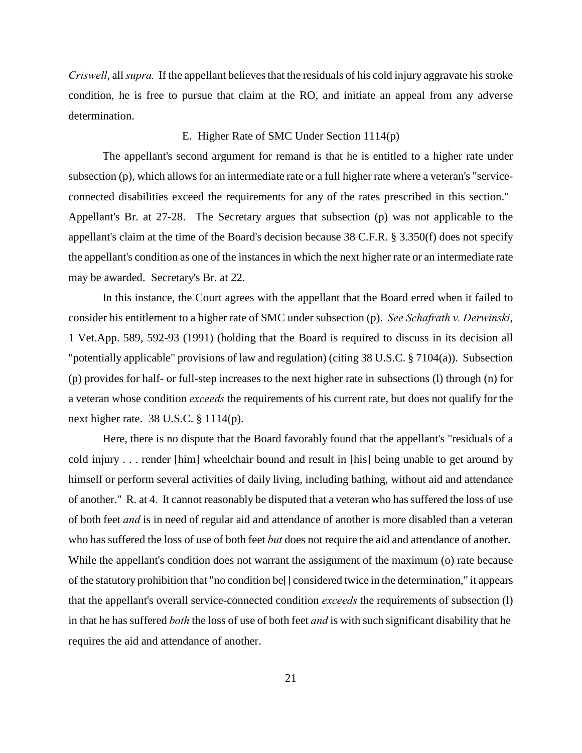*Criswell*, all *supra.* If the appellant believes that the residuals of his cold injury aggravate his stroke condition, he is free to pursue that claim at the RO, and initiate an appeal from any adverse determination.

E. Higher Rate of SMC Under Section 1114(p)

The appellant's second argument for remand is that he is entitled to a higher rate under subsection (p), which allows for an intermediate rate or a full higher rate where a veteran's "service-connected disabilities exceed the requirements for any of the rates prescribed in this section." Appellant's Br. at 27-28. The Secretary argues that subsection (p) was not applicable to the appellant's claim at the time of the Board's decision because 38 C.F.R. § 3.350(f) does not specify the appellant's condition as one of the instances in which the next higher rate or an intermediate rate may be awarded. Secretary's Br. at 22.

In this instance, the Court agrees with the appellant that the Board erred when it failed to consider his entitlement to a higher rate of SMC under subsection (p). *See Schafrath v. Derwinski*, 1 Vet.App. 589, 592-93 (1991) (holding that the Board is required to discuss in its decision all "potentially applicable" provisions of law and regulation) (citing 38 U.S.C. § 7104(a)). Subsection (p) provides for half- or full-step increases to the next higher rate in subsections (l) through (n) for a veteran whose condition *exceeds* the requirements of his current rate, but does not qualify for the next higher rate. 38 U.S.C. § 1114(p).

Here, there is no dispute that the Board favorably found that the appellant's "residuals of a cold injury . . . render [him] wheelchair bound and result in [his] being unable to get around by himself or perform several activities of daily living, including bathing, without aid and attendance of another." R. at 4. It cannot reasonably be disputed that a veteran who has suffered the loss of use of both feet *and* is in need of regular aid and attendance of another is more disabled than a veteran who has suffered the loss of use of both feet *but* does not require the aid and attendance of another. While the appellant's condition does not warrant the assignment of the maximum (o) rate because of the statutory prohibition that "no condition be[] considered twice in the determination," it appears that the appellant's overall service-connected condition *exceeds* the requirements of subsection (l) in that he has suffered *both* the loss of use of both feet *and* is with such significant disability that he requires the aid and attendance of another.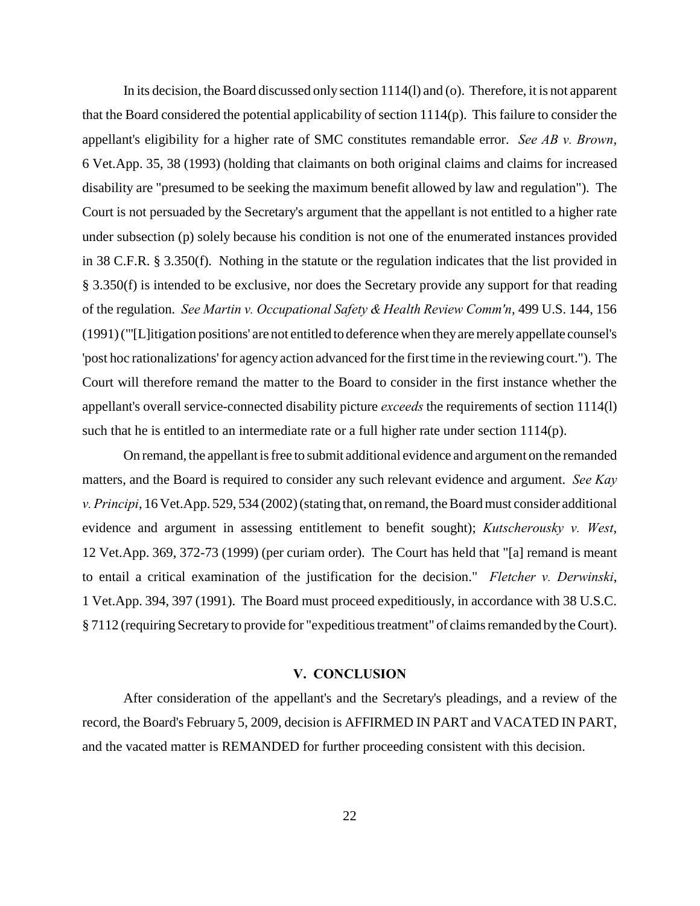In its decision, the Board discussed only section 1114(l) and (o). Therefore, it is not apparent that the Board considered the potential applicability of section 1114(p). This failure to consider the appellant's eligibility for a higher rate of SMC constitutes remandable error. *See AB v. Brown*, 6 Vet.App. 35, 38 (1993) (holding that claimants on both original claims and claims for increased disability are "presumed to be seeking the maximum benefit allowed by law and regulation"). The Court is not persuaded by the Secretary's argument that the appellant is not entitled to a higher rate under subsection (p) solely because his condition is not one of the enumerated instances provided in 38 C.F.R. § 3.350(f). Nothing in the statute or the regulation indicates that the list provided in § 3.350(f) is intended to be exclusive, nor does the Secretary provide any support for that reading of the regulation. *See Martin v. Occupational Safety & Health Review Comm'n*, 499 U.S. 144, 156 (1991) ("'[L]itigation positions' are not entitled to deference when they are merely appellate counsel's 'post hoc rationalizations' for agency action advanced for the first time in the reviewing court."). The Court will therefore remand the matter to the Board to consider in the first instance whether the appellant's overall service-connected disability picture *exceeds* the requirements of section 1114(l) such that he is entitled to an intermediate rate or a full higher rate under section 1114(p).

On remand, the appellant is free to submit additional evidence and argument on the remanded matters, and the Board is required to consider any such relevant evidence and argument. *See Kay v. Principi*, 16 Vet.App. 529, 534 (2002) (stating that, on remand, the Board must consider additional evidence and argument in assessing entitlement to benefit sought); *Kutscherousky v. West*, 12 Vet.App. 369, 372-73 (1999) (per curiam order). The Court has held that "[a] remand is meant to entail a critical examination of the justification for the decision." *Fletcher v. Derwinski*, 1 Vet.App. 394, 397 (1991). The Board must proceed expeditiously, in accordance with 38 U.S.C. § 7112 (requiring Secretary to provide for "expeditious treatment" of claims remanded by the Court).

## V. CONCLUSION

After consideration of the appellant's and the Secretary's pleadings, and a review of the record, the Board's February 5, 2009, decision is AFFIRMED IN PART and VACATED IN PART, and the vacated matter is REMANDED for further proceeding consistent with this decision.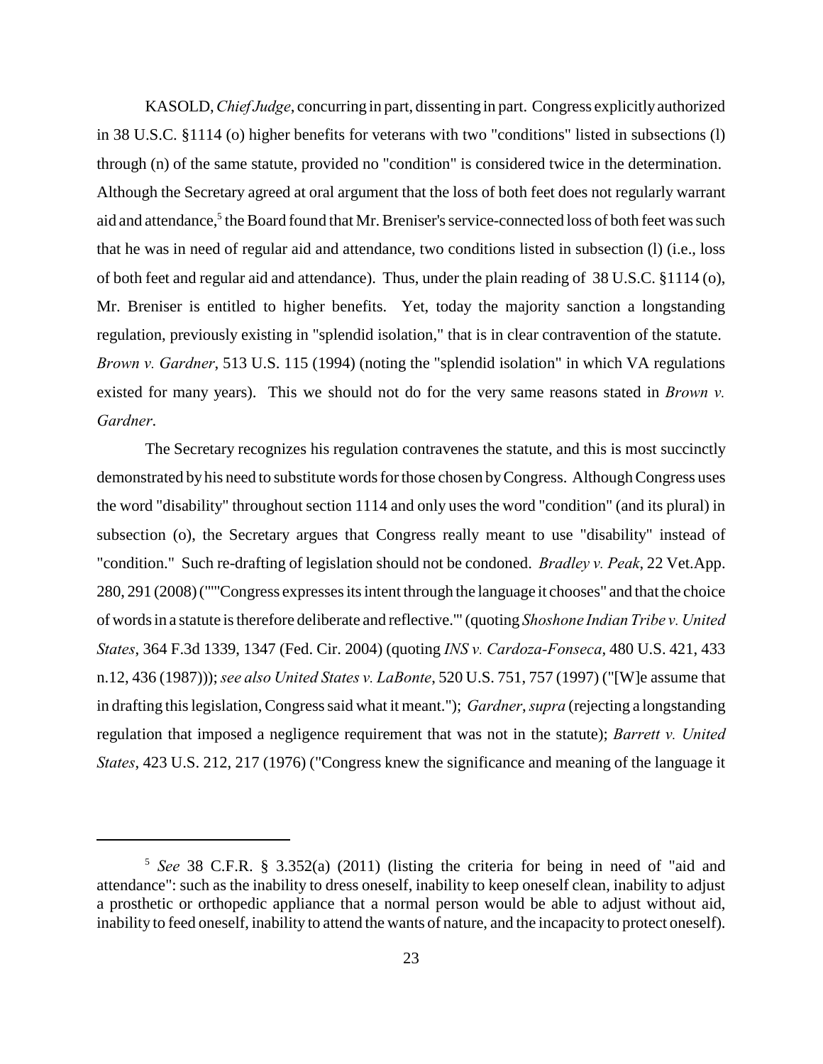KASOLD, *Chief Judge*, concurring in part, dissenting in part. Congress explicitly authorized in 38 U.S.C. §1114 (o) higher benefits for veterans with two "conditions" listed in subsections (l) through (n) of the same statute, provided no "condition" is considered twice in the determination. Although the Secretary agreed at oral argument that the loss of both feet does not regularly warrant aid and attendance,[5] the Board found that Mr. Breniser's service-connected loss of both feet was such that he was in need of regular aid and attendance, two conditions listed in subsection (l) (i.e., loss of both feet and regular aid and attendance). Thus, under the plain reading of 38 U.S.C. §1114 (o), Mr. Breniser is entitled to higher benefits. Yet, today the majority sanction a longstanding regulation, previously existing in "splendid isolation," that is in clear contravention of the statute. *Brown v. Gardner*, 513 U.S. 115 (1994) (noting the "splendid isolation" in which VA regulations existed for many years). This we should not do for the very same reasons stated in *Brown v. Gardner*.

The Secretary recognizes his regulation contravenes the statute, and this is most succinctly demonstrated by his need to substitute words for those chosen by Congress. Although Congress uses the word "disability" throughout section 1114 and only uses the word "condition" (and its plural) in subsection (o), the Secretary argues that Congress really meant to use "disability" instead of "condition." Such re-drafting of legislation should not be condoned. *Bradley v. Peak*, 22 Vet.App. 280, 291 (2008) ("'"Congress expresses its intent through the language it chooses" and that the choice of words in a statute is therefore deliberate and reflective.'" (quoting *Shoshone Indian Tribe v. United States*, 364 F.3d 1339, 1347 (Fed. Cir. 2004) (quoting *INS v. Cardoza-Fonseca*, 480 U.S. 421, 433 n.12, 436 (1987))); *see also United States v. LaBonte*, 520 U.S. 751, 757 (1997) ("[W]e assume that in drafting this legislation, Congress said what it meant."); *Gardner*, *supra* (rejecting a longstanding regulation that imposed a negligence requirement that was not in the statute); *Barrett v. United States*, 423 U.S. 212, 217 (1976) ("Congress knew the significance and meaning of the language it

---

[5] *See* 38 C.F.R. § 3.352(a) (2011) (listing the criteria for being in need of "aid and attendance": such as the inability to dress oneself, inability to keep oneself clean, inability to adjust a prosthetic or orthopedic appliance that a normal person would be able to adjust without aid, inability to feed oneself, inability to attend the wants of nature, and the incapacity to protect oneself).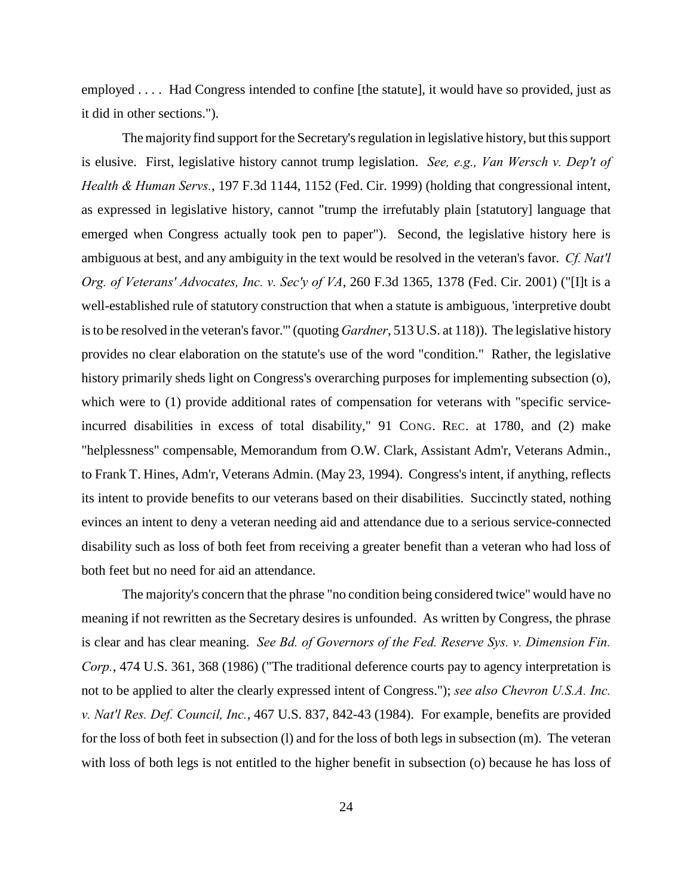employed . . . . Had Congress intended to confine [the statute], it would have so provided, just as it did in other sections.").

The majority find support for the Secretary's regulation in legislative history, but this support is elusive. First, legislative history cannot trump legislation. *See, e.g., Van Wersch v. Dep't of Health & Human Servs.*, 197 F.3d 1144, 1152 (Fed. Cir. 1999) (holding that congressional intent, as expressed in legislative history, cannot "trump the irrefutably plain [statutory] language that emerged when Congress actually took pen to paper"). Second, the legislative history here is ambiguous at best, and any ambiguity in the text would be resolved in the veteran's favor. *Cf. Nat'l Org. of Veterans' Advocates, Inc. v. Sec'y of VA*, 260 F.3d 1365, 1378 (Fed. Cir. 2001) ("[I]t is a well-established rule of statutory construction that when a statute is ambiguous, 'interpretive doubt is to be resolved in the veteran's favor.'" (quoting *Gardner*, 513 U.S. at 118)). The legislative history provides no clear elaboration on the statute's use of the word "condition." Rather, the legislative history primarily sheds light on Congress's overarching purposes for implementing subsection (o), which were to (1) provide additional rates of compensation for veterans with "specific service-incurred disabilities in excess of total disability," 91 CONG. REC. at 1780, and (2) make "helplessness" compensable, Memorandum from O.W. Clark, Assistant Adm'r, Veterans Admin., to Frank T. Hines, Adm'r, Veterans Admin. (May 23, 1994). Congress's intent, if anything, reflects its intent to provide benefits to our veterans based on their disabilities. Succinctly stated, nothing evinces an intent to deny a veteran needing aid and attendance due to a serious service-connected disability such as loss of both feet from receiving a greater benefit than a veteran who had loss of both feet but no need for aid an attendance.

The majority's concern that the phrase "no condition being considered twice" would have no meaning if not rewritten as the Secretary desires is unfounded. As written by Congress, the phrase is clear and has clear meaning. *See Bd. of Governors of the Fed. Reserve Sys. v. Dimension Fin. Corp.*, 474 U.S. 361, 368 (1986) ("The traditional deference courts pay to agency interpretation is not to be applied to alter the clearly expressed intent of Congress."); *see also Chevron U.S.A. Inc. v. Nat'l Res. Def. Council, Inc.*, 467 U.S. 837, 842-43 (1984). For example, benefits are provided for the loss of both feet in subsection (l) and for the loss of both legs in subsection (m). The veteran with loss of both legs is not entitled to the higher benefit in subsection (o) because he has loss of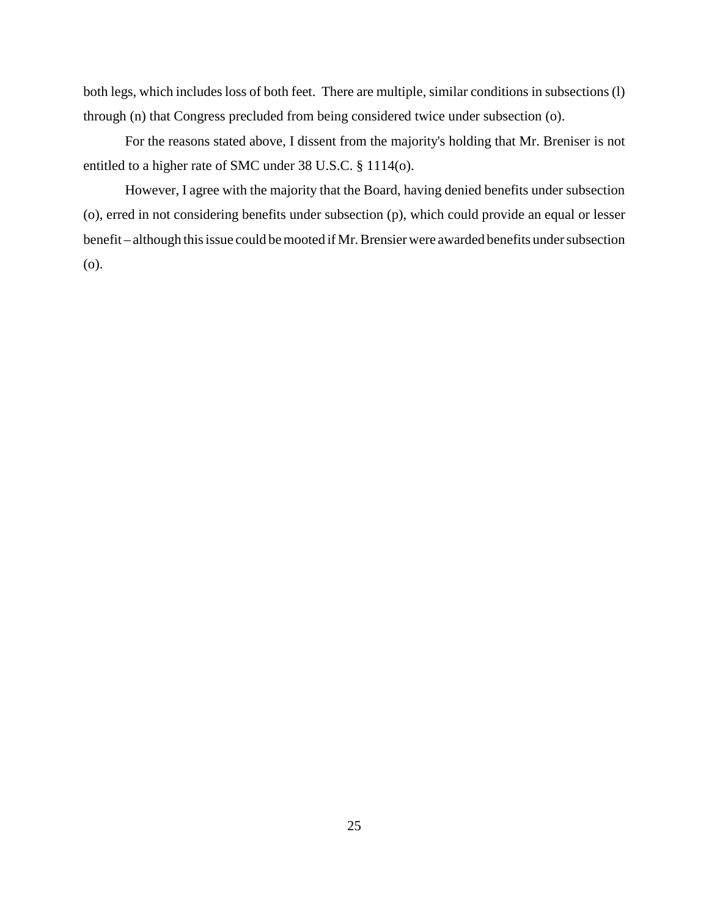both legs, which includes loss of both feet. There are multiple, similar conditions in subsections (l) through (n) that Congress precluded from being considered twice under subsection (o).

For the reasons stated above, I dissent from the majority's holding that Mr. Breniser is not entitled to a higher rate of SMC under 38 U.S.C. § 1114(o).

However, I agree with the majority that the Board, having denied benefits under subsection (o), erred in not considering benefits under subsection (p), which could provide an equal or lesser benefit – although this issue could be mooted if Mr. Brensier were awarded benefits under subsection (o).